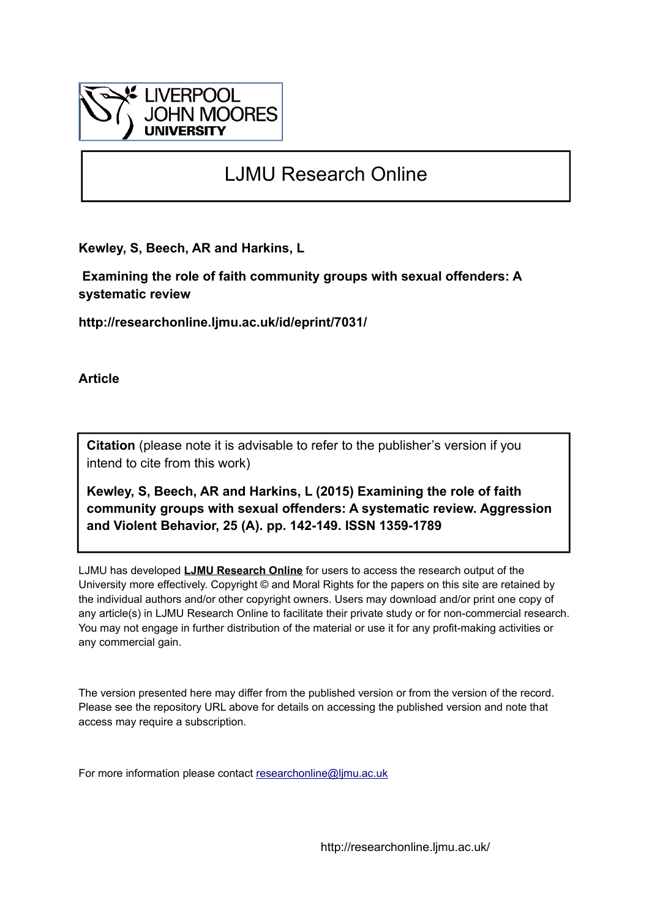LIVERPOOL JOHN MOORES UNIVERSITY

# LJMU Research Online

**Kewley, S, Beech, AR and Harkins, L**

**Examining the role of faith community groups with sexual offenders: A systematic review**

**http://researchonline.ljmu.ac.uk/id/eprint/7031/**

**Article**

**Citation** (please note it is advisable to refer to the publisher's version if you intend to cite from this work)

**Kewley, S, Beech, AR and Harkins, L (2015) Examining the role of faith community groups with sexual offenders: A systematic review. Aggression and Violent Behavior, 25 (A). pp. 142-149. ISSN 1359-1789**

LJMU has developed **LJMU Research Online** for users to access the research output of the University more effectively. Copyright © and Moral Rights for the papers on this site are retained by the individual authors and/or other copyright owners. Users may download and/or print one copy of any article(s) in LJMU Research Online to facilitate their private study or for non-commercial research. You may not engage in further distribution of the material or use it for any profit-making activities or any commercial gain.

The version presented here may differ from the published version or from the version of the record. Please see the repository URL above for details on accessing the published version and note that access may require a subscription.

For more information please contact researchonline@ljmu.ac.uk

http://researchonline.ljmu.ac.uk/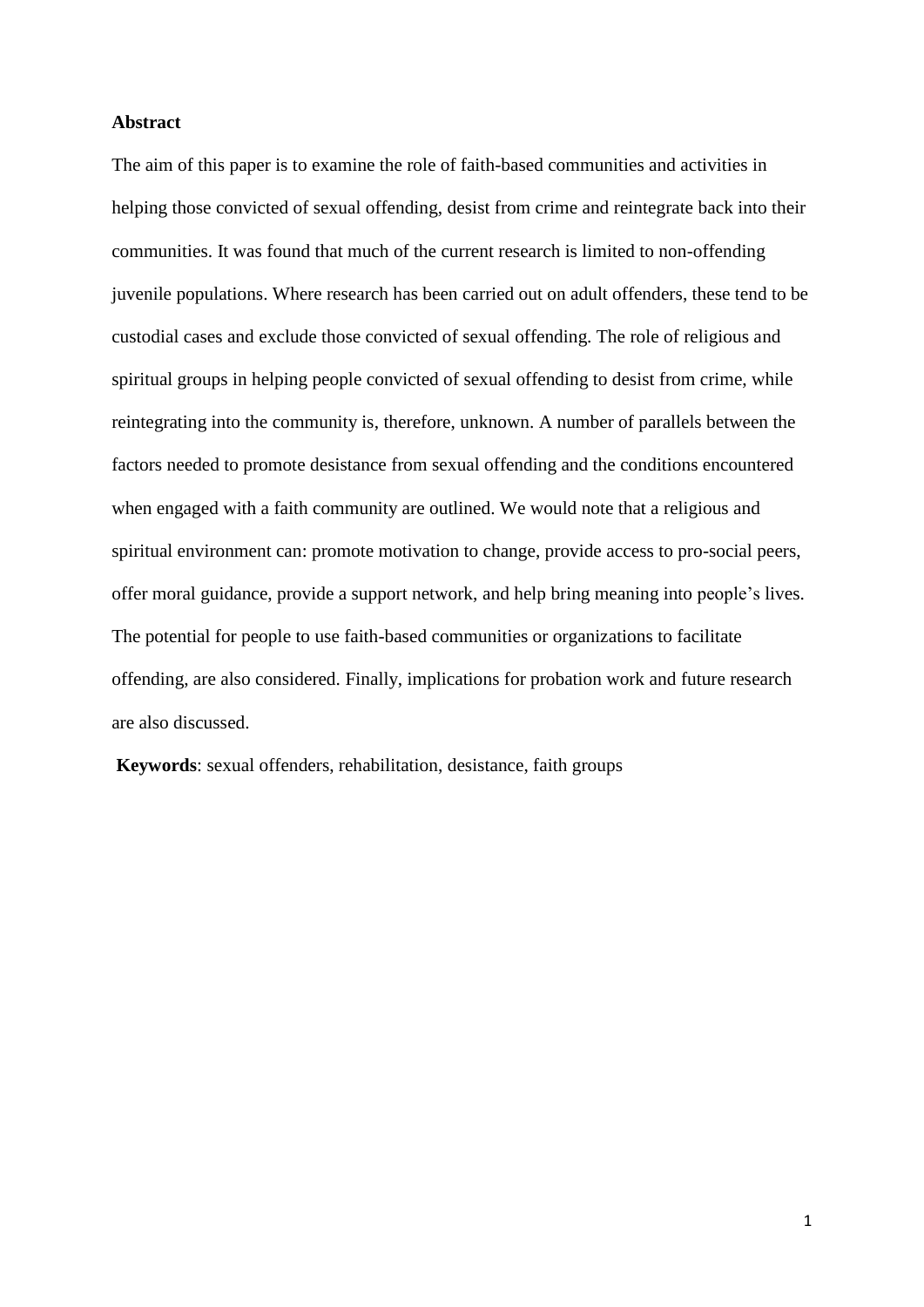**Abstract**

The aim of this paper is to examine the role of faith-based communities and activities in helping those convicted of sexual offending, desist from crime and reintegrate back into their communities. It was found that much of the current research is limited to non-offending juvenile populations. Where research has been carried out on adult offenders, these tend to be custodial cases and exclude those convicted of sexual offending. The role of religious and spiritual groups in helping people convicted of sexual offending to desist from crime, while reintegrating into the community is, therefore, unknown. A number of parallels between the factors needed to promote desistance from sexual offending and the conditions encountered when engaged with a faith community are outlined. We would note that a religious and spiritual environment can: promote motivation to change, provide access to pro-social peers, offer moral guidance, provide a support network, and help bring meaning into people's lives. The potential for people to use faith-based communities or organizations to facilitate offending, are also considered. Finally, implications for probation work and future research are also discussed.

**Keywords**: sexual offenders, rehabilitation, desistance, faith groups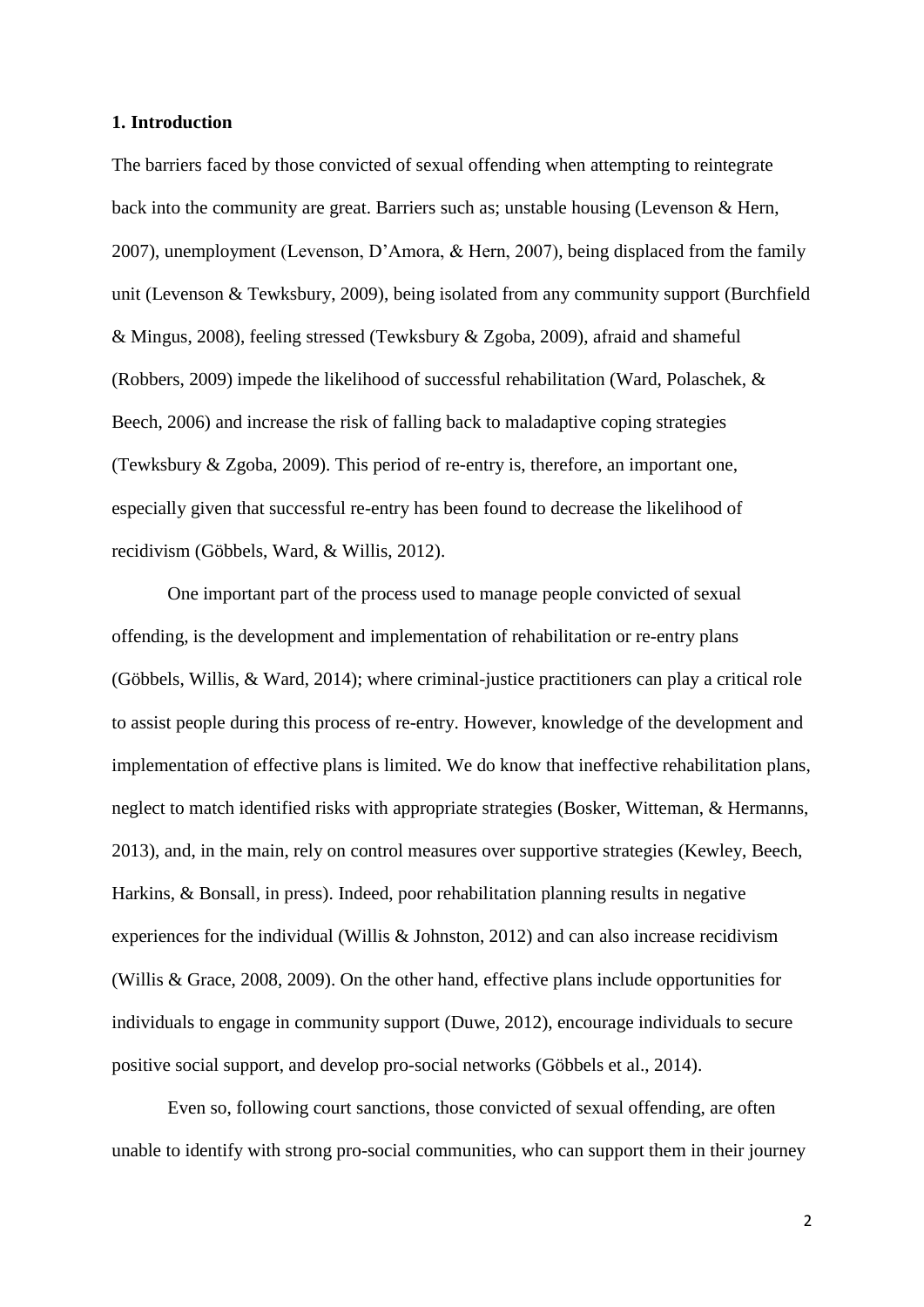**1. Introduction**

The barriers faced by those convicted of sexual offending when attempting to reintegrate back into the community are great. Barriers such as; unstable housing (Levenson & Hern, 2007), unemployment (Levenson, D'Amora, & Hern, 2007), being displaced from the family unit (Levenson & Tewksbury, 2009), being isolated from any community support (Burchfield & Mingus, 2008), feeling stressed (Tewksbury & Zgoba, 2009), afraid and shameful (Robbers, 2009) impede the likelihood of successful rehabilitation (Ward, Polaschek, & Beech, 2006) and increase the risk of falling back to maladaptive coping strategies (Tewksbury & Zgoba, 2009). This period of re-entry is, therefore, an important one, especially given that successful re-entry has been found to decrease the likelihood of recidivism (Göbbels, Ward, & Willis, 2012).

One important part of the process used to manage people convicted of sexual offending, is the development and implementation of rehabilitation or re-entry plans (Göbbels, Willis, & Ward, 2014); where criminal-justice practitioners can play a critical role to assist people during this process of re-entry. However, knowledge of the development and implementation of effective plans is limited. We do know that ineffective rehabilitation plans, neglect to match identified risks with appropriate strategies (Bosker, Witteman, & Hermanns, 2013), and, in the main, rely on control measures over supportive strategies (Kewley, Beech, Harkins, & Bonsall, in press). Indeed, poor rehabilitation planning results in negative experiences for the individual (Willis & Johnston, 2012) and can also increase recidivism (Willis & Grace, 2008, 2009). On the other hand, effective plans include opportunities for individuals to engage in community support (Duwe, 2012), encourage individuals to secure positive social support, and develop pro-social networks (Göbbels et al., 2014).

Even so, following court sanctions, those convicted of sexual offending, are often unable to identify with strong pro-social communities, who can support them in their journey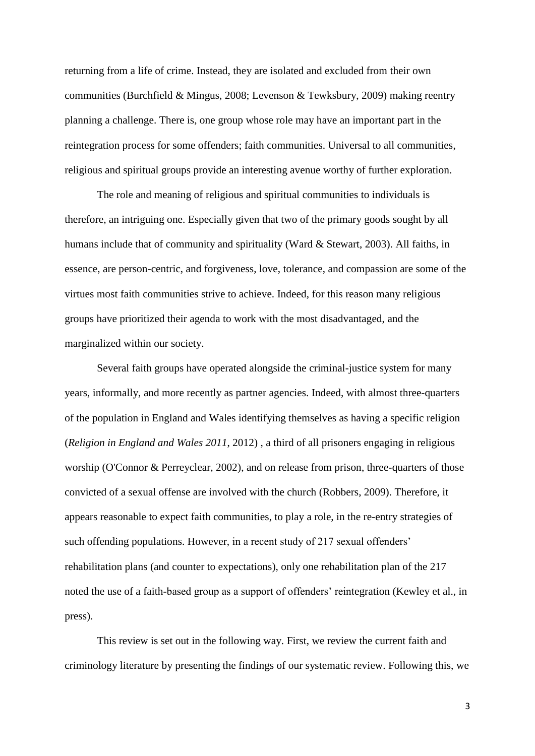returning from a life of crime. Instead, they are isolated and excluded from their own communities (Burchfield & Mingus, 2008; Levenson & Tewksbury, 2009) making reentry planning a challenge. There is, one group whose role may have an important part in the reintegration process for some offenders; faith communities. Universal to all communities, religious and spiritual groups provide an interesting avenue worthy of further exploration.

The role and meaning of religious and spiritual communities to individuals is therefore, an intriguing one. Especially given that two of the primary goods sought by all humans include that of community and spirituality (Ward & Stewart, 2003). All faiths, in essence, are person-centric, and forgiveness, love, tolerance, and compassion are some of the virtues most faith communities strive to achieve. Indeed, for this reason many religious groups have prioritized their agenda to work with the most disadvantaged, and the marginalized within our society.

Several faith groups have operated alongside the criminal-justice system for many years, informally, and more recently as partner agencies. Indeed, with almost three-quarters of the population in England and Wales identifying themselves as having a specific religion (*Religion in England and Wales 2011*, 2012) , a third of all prisoners engaging in religious worship (O'Connor & Perreyclear, 2002), and on release from prison, three-quarters of those convicted of a sexual offense are involved with the church (Robbers, 2009). Therefore, it appears reasonable to expect faith communities, to play a role, in the re-entry strategies of such offending populations. However, in a recent study of 217 sexual offenders' rehabilitation plans (and counter to expectations), only one rehabilitation plan of the 217 noted the use of a faith-based group as a support of offenders' reintegration (Kewley et al., in press).

This review is set out in the following way. First, we review the current faith and criminology literature by presenting the findings of our systematic review. Following this, we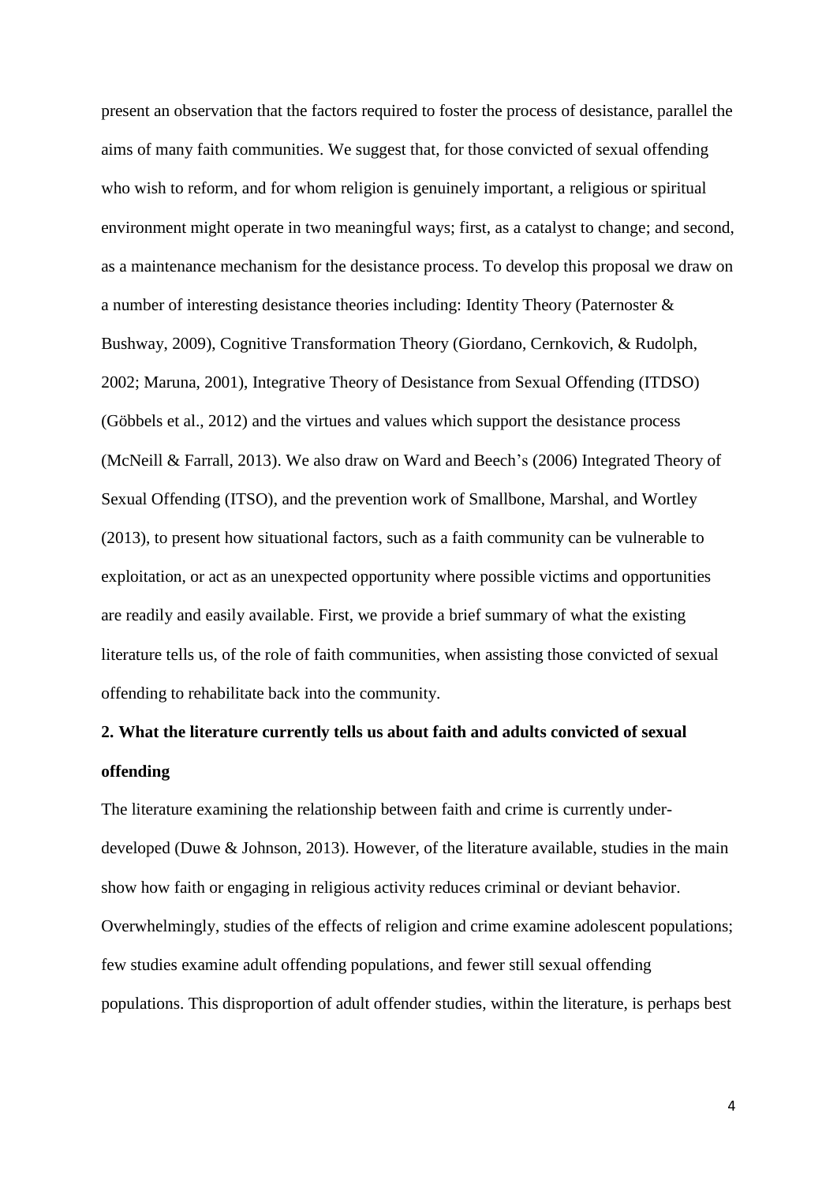present an observation that the factors required to foster the process of desistance, parallel the aims of many faith communities. We suggest that, for those convicted of sexual offending who wish to reform, and for whom religion is genuinely important, a religious or spiritual environment might operate in two meaningful ways; first, as a catalyst to change; and second, as a maintenance mechanism for the desistance process. To develop this proposal we draw on a number of interesting desistance theories including: Identity Theory (Paternoster & Bushway, 2009), Cognitive Transformation Theory (Giordano, Cernkovich, & Rudolph, 2002; Maruna, 2001), Integrative Theory of Desistance from Sexual Offending (ITDSO) (Göbbels et al., 2012) and the virtues and values which support the desistance process (McNeill & Farrall, 2013). We also draw on Ward and Beech's (2006) Integrated Theory of Sexual Offending (ITSO), and the prevention work of Smallbone, Marshal, and Wortley (2013), to present how situational factors, such as a faith community can be vulnerable to exploitation, or act as an unexpected opportunity where possible victims and opportunities are readily and easily available. First, we provide a brief summary of what the existing literature tells us, of the role of faith communities, when assisting those convicted of sexual offending to rehabilitate back into the community.

## 2. What the literature currently tells us about faith and adults convicted of sexual offending

The literature examining the relationship between faith and crime is currently under-developed (Duwe & Johnson, 2013). However, of the literature available, studies in the main show how faith or engaging in religious activity reduces criminal or deviant behavior. Overwhelmingly, studies of the effects of religion and crime examine adolescent populations; few studies examine adult offending populations, and fewer still sexual offending populations. This disproportion of adult offender studies, within the literature, is perhaps best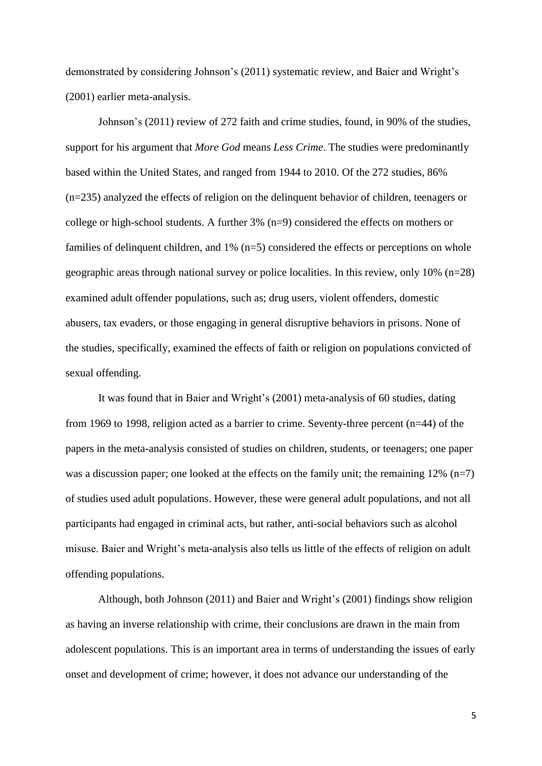demonstrated by considering Johnson's (2011) systematic review, and Baier and Wright's (2001) earlier meta-analysis.

Johnson's (2011) review of 272 faith and crime studies, found, in 90% of the studies, support for his argument that *More God* means *Less Crime*. The studies were predominantly based within the United States, and ranged from 1944 to 2010. Of the 272 studies, 86% (n=235) analyzed the effects of religion on the delinquent behavior of children, teenagers or college or high-school students. A further 3% (n=9) considered the effects on mothers or families of delinquent children, and 1% (n=5) considered the effects or perceptions on whole geographic areas through national survey or police localities. In this review, only 10% (n=28) examined adult offender populations, such as; drug users, violent offenders, domestic abusers, tax evaders, or those engaging in general disruptive behaviors in prisons. None of the studies, specifically, examined the effects of faith or religion on populations convicted of sexual offending.

It was found that in Baier and Wright's (2001) meta-analysis of 60 studies, dating from 1969 to 1998, religion acted as a barrier to crime. Seventy-three percent (n=44) of the papers in the meta-analysis consisted of studies on children, students, or teenagers; one paper was a discussion paper; one looked at the effects on the family unit; the remaining 12% (n=7) of studies used adult populations. However, these were general adult populations, and not all participants had engaged in criminal acts, but rather, anti-social behaviors such as alcohol misuse. Baier and Wright's meta-analysis also tells us little of the effects of religion on adult offending populations.

Although, both Johnson (2011) and Baier and Wright's (2001) findings show religion as having an inverse relationship with crime, their conclusions are drawn in the main from adolescent populations. This is an important area in terms of understanding the issues of early onset and development of crime; however, it does not advance our understanding of the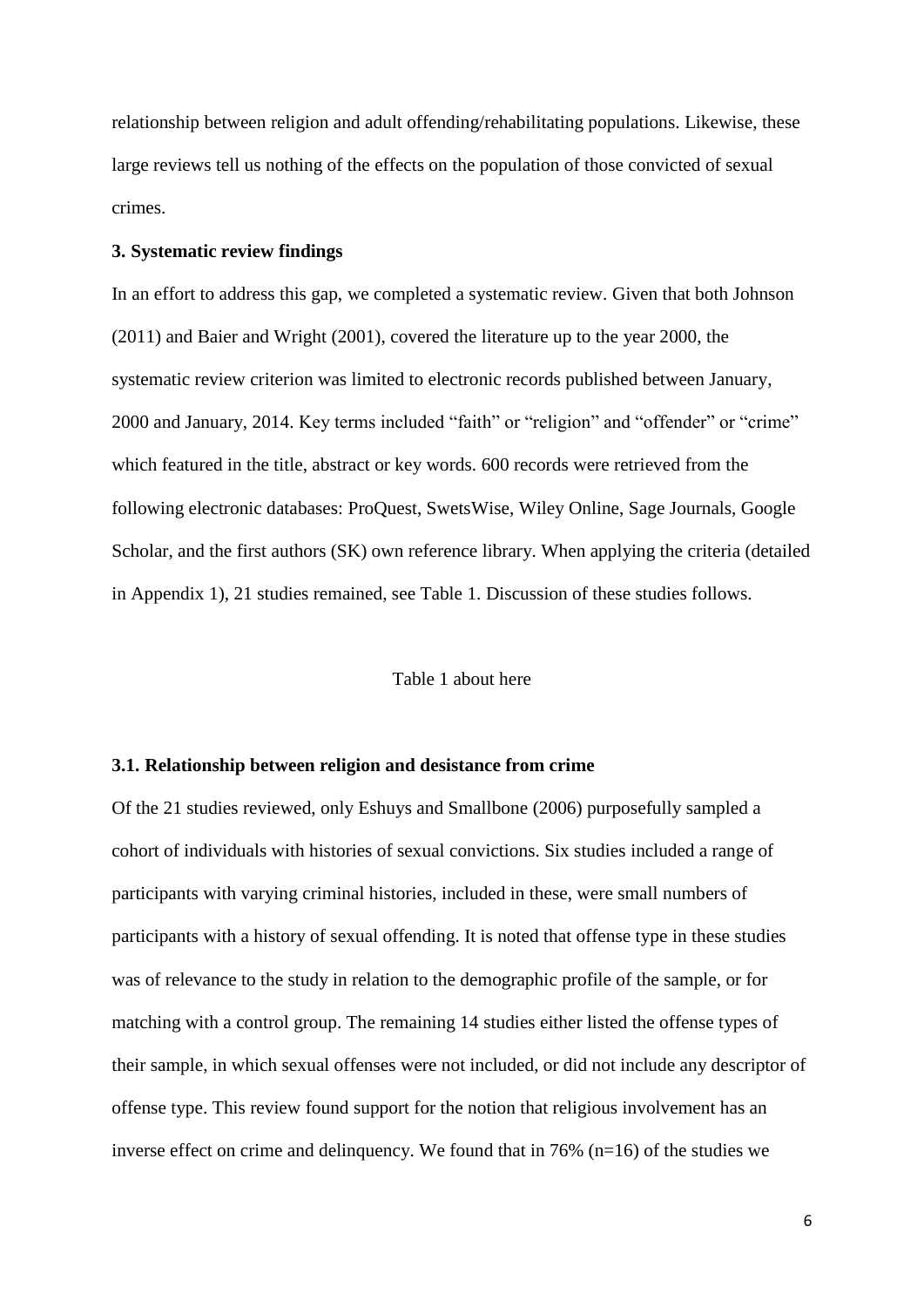relationship between religion and adult offending/rehabilitating populations. Likewise, these large reviews tell us nothing of the effects on the population of those convicted of sexual crimes.

### 3. Systematic review findings

In an effort to address this gap, we completed a systematic review. Given that both Johnson (2011) and Baier and Wright (2001), covered the literature up to the year 2000, the systematic review criterion was limited to electronic records published between January, 2000 and January, 2014. Key terms included "faith" or "religion" and "offender" or "crime" which featured in the title, abstract or key words. 600 records were retrieved from the following electronic databases: ProQuest, SwetsWise, Wiley Online, Sage Journals, Google Scholar, and the first authors (SK) own reference library. When applying the criteria (detailed in Appendix 1), 21 studies remained, see Table 1. Discussion of these studies follows.

Table 1 about here

#### 3.1. Relationship between religion and desistance from crime

Of the 21 studies reviewed, only Eshuys and Smallbone (2006) purposefully sampled a cohort of individuals with histories of sexual convictions. Six studies included a range of participants with varying criminal histories, included in these, were small numbers of participants with a history of sexual offending. It is noted that offense type in these studies was of relevance to the study in relation to the demographic profile of the sample, or for matching with a control group. The remaining 14 studies either listed the offense types of their sample, in which sexual offenses were not included, or did not include any descriptor of offense type. This review found support for the notion that religious involvement has an inverse effect on crime and delinquency. We found that in 76% (n=16) of the studies we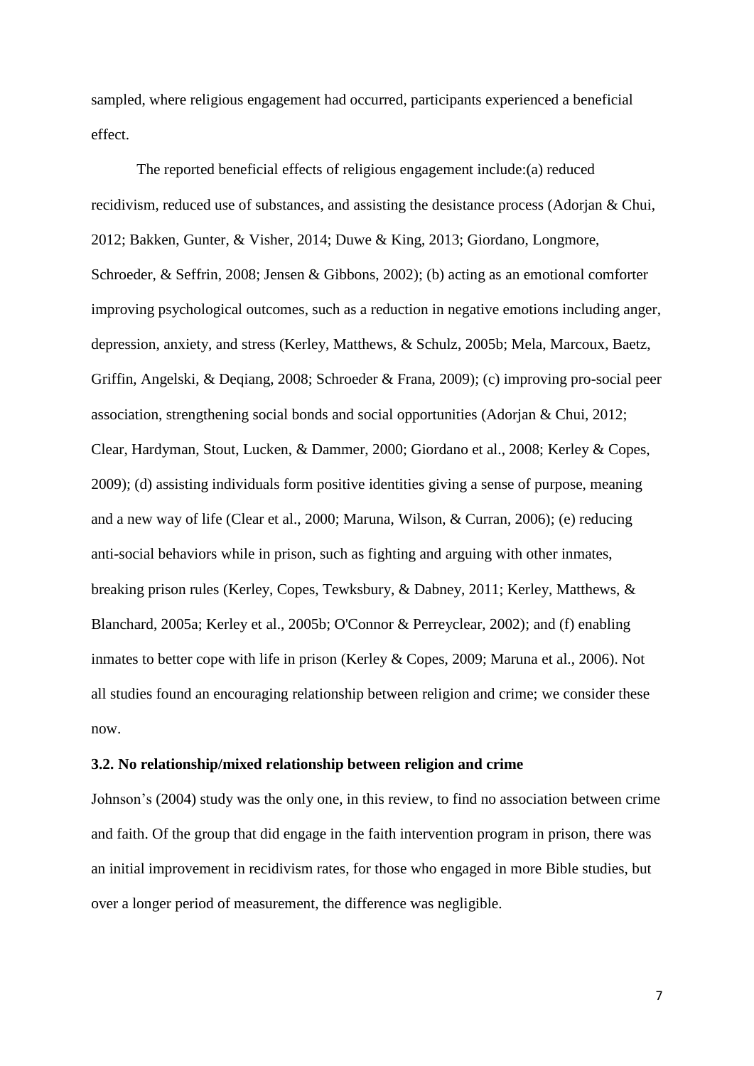sampled, where religious engagement had occurred, participants experienced a beneficial effect.

The reported beneficial effects of religious engagement include:(a) reduced recidivism, reduced use of substances, and assisting the desistance process (Adorjan & Chui, 2012; Bakken, Gunter, & Visher, 2014; Duwe & King, 2013; Giordano, Longmore, Schroeder, & Seffrin, 2008; Jensen & Gibbons, 2002); (b) acting as an emotional comforter improving psychological outcomes, such as a reduction in negative emotions including anger, depression, anxiety, and stress (Kerley, Matthews, & Schulz, 2005b; Mela, Marcoux, Baetz, Griffin, Angelski, & Deqiang, 2008; Schroeder & Frana, 2009); (c) improving pro-social peer association, strengthening social bonds and social opportunities (Adorjan & Chui, 2012; Clear, Hardyman, Stout, Lucken, & Dammer, 2000; Giordano et al., 2008; Kerley & Copes, 2009); (d) assisting individuals form positive identities giving a sense of purpose, meaning and a new way of life (Clear et al., 2000; Maruna, Wilson, & Curran, 2006); (e) reducing anti-social behaviors while in prison, such as fighting and arguing with other inmates, breaking prison rules (Kerley, Copes, Tewksbury, & Dabney, 2011; Kerley, Matthews, & Blanchard, 2005a; Kerley et al., 2005b; O'Connor & Perreyclear, 2002); and (f) enabling inmates to better cope with life in prison (Kerley & Copes, 2009; Maruna et al., 2006). Not all studies found an encouraging relationship between religion and crime; we consider these now.

### 3.2. No relationship/mixed relationship between religion and crime

Johnson's (2004) study was the only one, in this review, to find no association between crime and faith. Of the group that did engage in the faith intervention program in prison, there was an initial improvement in recidivism rates, for those who engaged in more Bible studies, but over a longer period of measurement, the difference was negligible.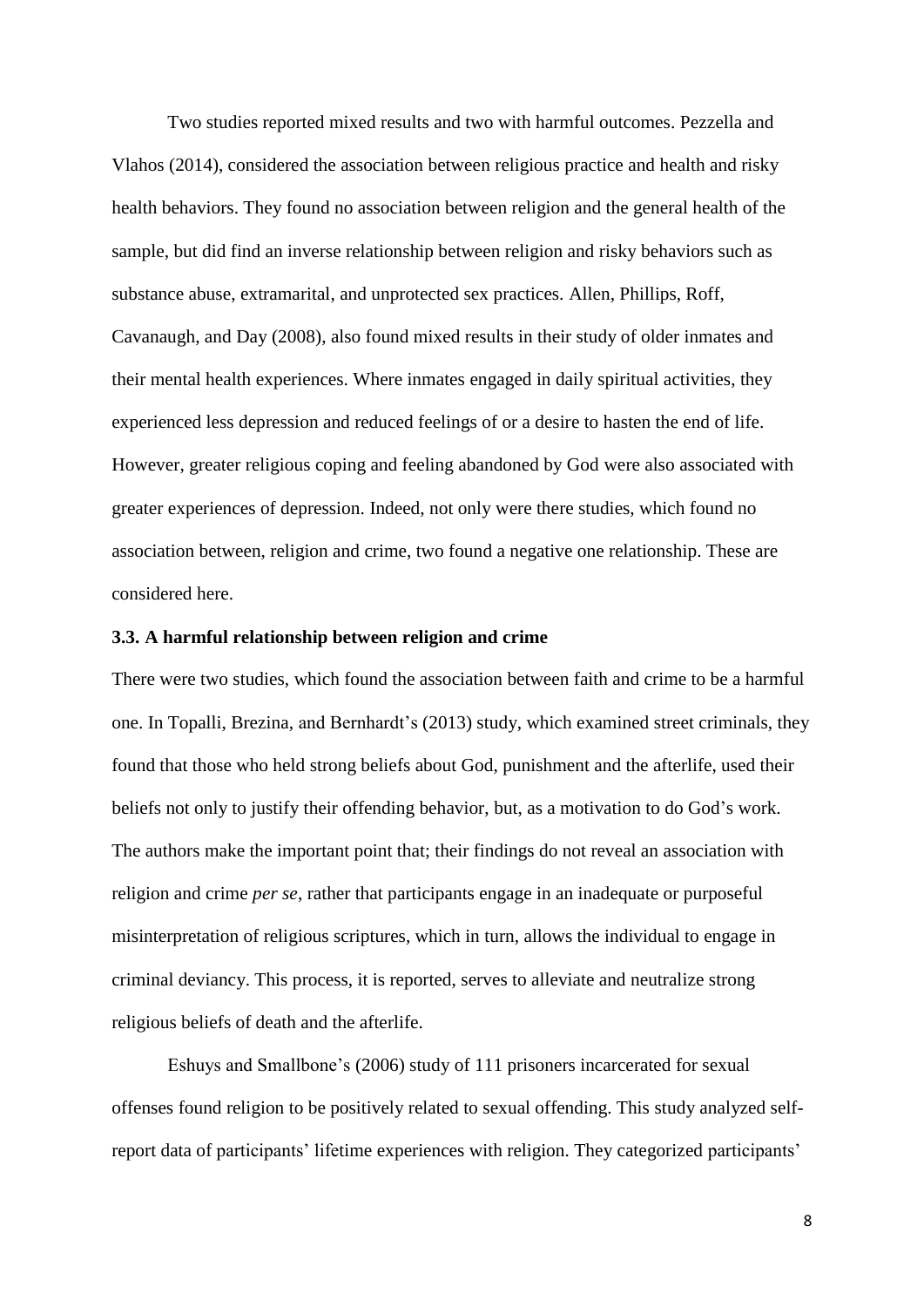Two studies reported mixed results and two with harmful outcomes. Pezzella and Vlahos (2014), considered the association between religious practice and health and risky health behaviors. They found no association between religion and the general health of the sample, but did find an inverse relationship between religion and risky behaviors such as substance abuse, extramarital, and unprotected sex practices. Allen, Phillips, Roff, Cavanaugh, and Day (2008), also found mixed results in their study of older inmates and their mental health experiences. Where inmates engaged in daily spiritual activities, they experienced less depression and reduced feelings of or a desire to hasten the end of life. However, greater religious coping and feeling abandoned by God were also associated with greater experiences of depression. Indeed, not only were there studies, which found no association between, religion and crime, two found a negative one relationship. These are considered here.

### 3.3. A harmful relationship between religion and crime

There were two studies, which found the association between faith and crime to be a harmful one. In Topalli, Brezina, and Bernhardt's (2013) study, which examined street criminals, they found that those who held strong beliefs about God, punishment and the afterlife, used their beliefs not only to justify their offending behavior, but, as a motivation to do God's work. The authors make the important point that; their findings do not reveal an association with religion and crime *per se*, rather that participants engage in an inadequate or purposeful misinterpretation of religious scriptures, which in turn, allows the individual to engage in criminal deviancy. This process, it is reported, serves to alleviate and neutralize strong religious beliefs of death and the afterlife.

Eshuys and Smallbone's (2006) study of 111 prisoners incarcerated for sexual offenses found religion to be positively related to sexual offending. This study analyzed self-report data of participants' lifetime experiences with religion. They categorized participants'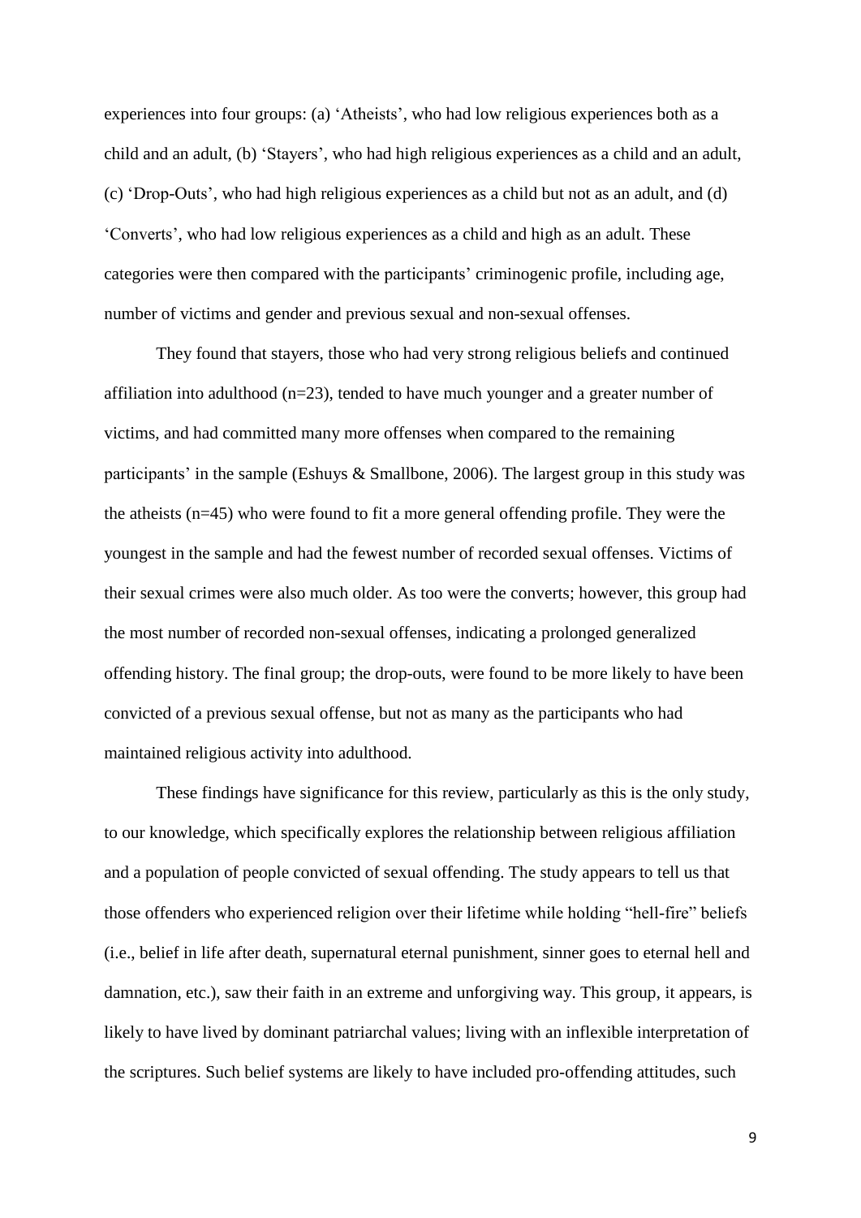experiences into four groups: (a) 'Atheists', who had low religious experiences both as a child and an adult, (b) 'Stayers', who had high religious experiences as a child and an adult, (c) 'Drop-Outs', who had high religious experiences as a child but not as an adult, and (d) 'Converts', who had low religious experiences as a child and high as an adult. These categories were then compared with the participants' criminogenic profile, including age, number of victims and gender and previous sexual and non-sexual offenses.

They found that stayers, those who had very strong religious beliefs and continued affiliation into adulthood (n=23), tended to have much younger and a greater number of victims, and had committed many more offenses when compared to the remaining participants' in the sample (Eshuys & Smallbone, 2006). The largest group in this study was the atheists (n=45) who were found to fit a more general offending profile. They were the youngest in the sample and had the fewest number of recorded sexual offenses. Victims of their sexual crimes were also much older. As too were the converts; however, this group had the most number of recorded non-sexual offenses, indicating a prolonged generalized offending history. The final group; the drop-outs, were found to be more likely to have been convicted of a previous sexual offense, but not as many as the participants who had maintained religious activity into adulthood.

These findings have significance for this review, particularly as this is the only study, to our knowledge, which specifically explores the relationship between religious affiliation and a population of people convicted of sexual offending. The study appears to tell us that those offenders who experienced religion over their lifetime while holding "hell-fire" beliefs (i.e., belief in life after death, supernatural eternal punishment, sinner goes to eternal hell and damnation, etc.), saw their faith in an extreme and unforgiving way. This group, it appears, is likely to have lived by dominant patriarchal values; living with an inflexible interpretation of the scriptures. Such belief systems are likely to have included pro-offending attitudes, such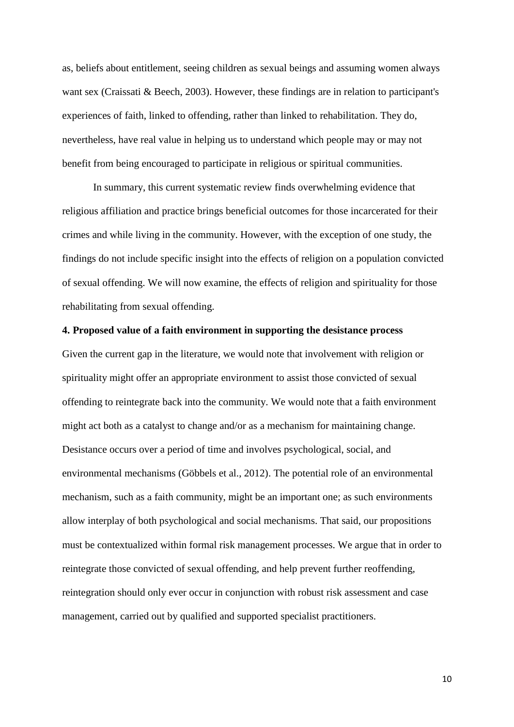as, beliefs about entitlement, seeing children as sexual beings and assuming women always want sex (Craissati & Beech, 2003). However, these findings are in relation to participant's experiences of faith, linked to offending, rather than linked to rehabilitation. They do, nevertheless, have real value in helping us to understand which people may or may not benefit from being encouraged to participate in religious or spiritual communities.

In summary, this current systematic review finds overwhelming evidence that religious affiliation and practice brings beneficial outcomes for those incarcerated for their crimes and while living in the community. However, with the exception of one study, the findings do not include specific insight into the effects of religion on a population convicted of sexual offending. We will now examine, the effects of religion and spirituality for those rehabilitating from sexual offending.

**4. Proposed value of a faith environment in supporting the desistance process**

Given the current gap in the literature, we would note that involvement with religion or spirituality might offer an appropriate environment to assist those convicted of sexual offending to reintegrate back into the community. We would note that a faith environment might act both as a catalyst to change and/or as a mechanism for maintaining change. Desistance occurs over a period of time and involves psychological, social, and environmental mechanisms (Göbbels et al., 2012). The potential role of an environmental mechanism, such as a faith community, might be an important one; as such environments allow interplay of both psychological and social mechanisms. That said, our propositions must be contextualized within formal risk management processes. We argue that in order to reintegrate those convicted of sexual offending, and help prevent further reoffending, reintegration should only ever occur in conjunction with robust risk assessment and case management, carried out by qualified and supported specialist practitioners.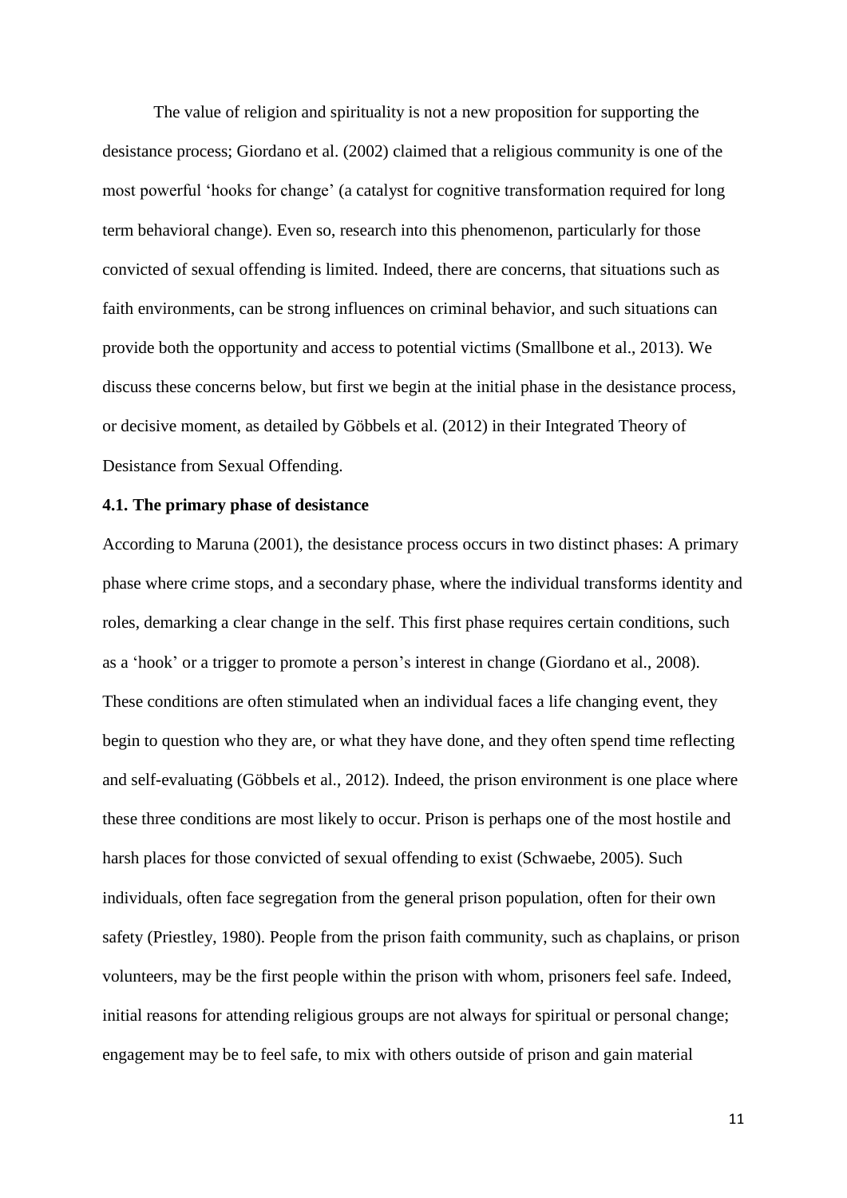The value of religion and spirituality is not a new proposition for supporting the desistance process; Giordano et al. (2002) claimed that a religious community is one of the most powerful 'hooks for change' (a catalyst for cognitive transformation required for long term behavioral change). Even so, research into this phenomenon, particularly for those convicted of sexual offending is limited. Indeed, there are concerns, that situations such as faith environments, can be strong influences on criminal behavior, and such situations can provide both the opportunity and access to potential victims (Smallbone et al., 2013). We discuss these concerns below, but first we begin at the initial phase in the desistance process, or decisive moment, as detailed by Göbbels et al. (2012) in their Integrated Theory of Desistance from Sexual Offending.

**4.1. The primary phase of desistance**

According to Maruna (2001), the desistance process occurs in two distinct phases: A primary phase where crime stops, and a secondary phase, where the individual transforms identity and roles, demarking a clear change in the self. This first phase requires certain conditions, such as a 'hook' or a trigger to promote a person's interest in change (Giordano et al., 2008). These conditions are often stimulated when an individual faces a life changing event, they begin to question who they are, or what they have done, and they often spend time reflecting and self-evaluating (Göbbels et al., 2012). Indeed, the prison environment is one place where these three conditions are most likely to occur. Prison is perhaps one of the most hostile and harsh places for those convicted of sexual offending to exist (Schwaebe, 2005). Such individuals, often face segregation from the general prison population, often for their own safety (Priestley, 1980). People from the prison faith community, such as chaplains, or prison volunteers, may be the first people within the prison with whom, prisoners feel safe. Indeed, initial reasons for attending religious groups are not always for spiritual or personal change; engagement may be to feel safe, to mix with others outside of prison and gain material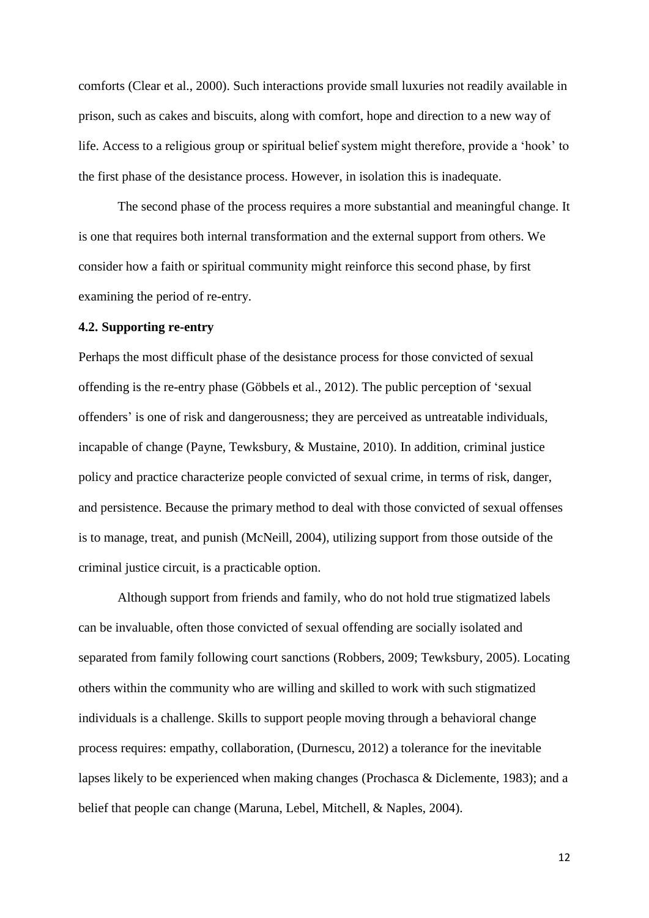comforts (Clear et al., 2000). Such interactions provide small luxuries not readily available in prison, such as cakes and biscuits, along with comfort, hope and direction to a new way of life. Access to a religious group or spiritual belief system might therefore, provide a 'hook' to the first phase of the desistance process. However, in isolation this is inadequate.

The second phase of the process requires a more substantial and meaningful change. It is one that requires both internal transformation and the external support from others. We consider how a faith or spiritual community might reinforce this second phase, by first examining the period of re-entry.

### 4.2. Supporting re-entry

Perhaps the most difficult phase of the desistance process for those convicted of sexual offending is the re-entry phase (Göbbels et al., 2012). The public perception of 'sexual offenders' is one of risk and dangerousness; they are perceived as untreatable individuals, incapable of change (Payne, Tewksbury, & Mustaine, 2010). In addition, criminal justice policy and practice characterize people convicted of sexual crime, in terms of risk, danger, and persistence. Because the primary method to deal with those convicted of sexual offenses is to manage, treat, and punish (McNeill, 2004), utilizing support from those outside of the criminal justice circuit, is a practicable option.

Although support from friends and family, who do not hold true stigmatized labels can be invaluable, often those convicted of sexual offending are socially isolated and separated from family following court sanctions (Robbers, 2009; Tewksbury, 2005). Locating others within the community who are willing and skilled to work with such stigmatized individuals is a challenge. Skills to support people moving through a behavioral change process requires: empathy, collaboration, (Durnescu, 2012) a tolerance for the inevitable lapses likely to be experienced when making changes (Prochasca & Diclemente, 1983); and a belief that people can change (Maruna, Lebel, Mitchell, & Naples, 2004).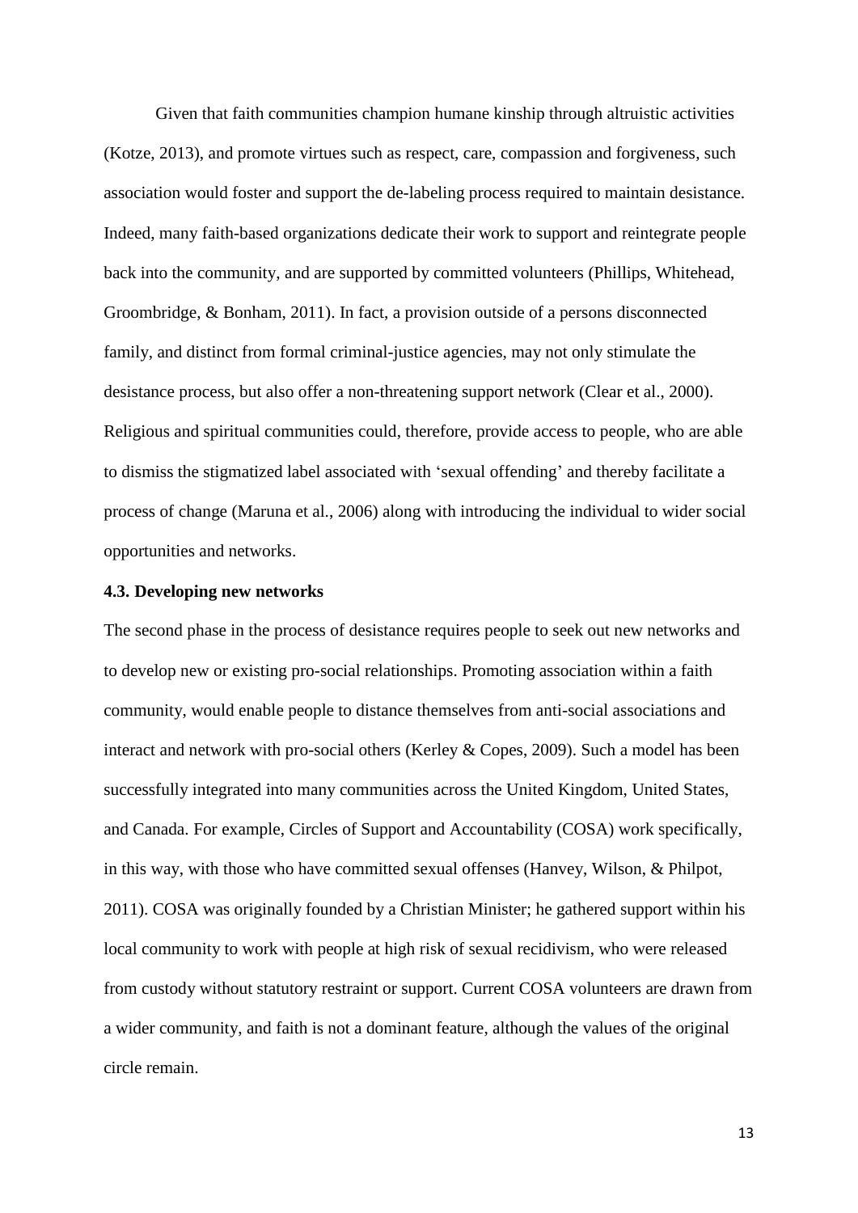Given that faith communities champion humane kinship through altruistic activities (Kotze, 2013), and promote virtues such as respect, care, compassion and forgiveness, such association would foster and support the de-labeling process required to maintain desistance. Indeed, many faith-based organizations dedicate their work to support and reintegrate people back into the community, and are supported by committed volunteers (Phillips, Whitehead, Groombridge, & Bonham, 2011). In fact, a provision outside of a persons disconnected family, and distinct from formal criminal-justice agencies, may not only stimulate the desistance process, but also offer a non-threatening support network (Clear et al., 2000). Religious and spiritual communities could, therefore, provide access to people, who are able to dismiss the stigmatized label associated with 'sexual offending' and thereby facilitate a process of change (Maruna et al., 2006) along with introducing the individual to wider social opportunities and networks.

### 4.3. Developing new networks

The second phase in the process of desistance requires people to seek out new networks and to develop new or existing pro-social relationships. Promoting association within a faith community, would enable people to distance themselves from anti-social associations and interact and network with pro-social others (Kerley & Copes, 2009). Such a model has been successfully integrated into many communities across the United Kingdom, United States, and Canada. For example, Circles of Support and Accountability (COSA) work specifically, in this way, with those who have committed sexual offenses (Hanvey, Wilson, & Philpot, 2011). COSA was originally founded by a Christian Minister; he gathered support within his local community to work with people at high risk of sexual recidivism, who were released from custody without statutory restraint or support. Current COSA volunteers are drawn from a wider community, and faith is not a dominant feature, although the values of the original circle remain.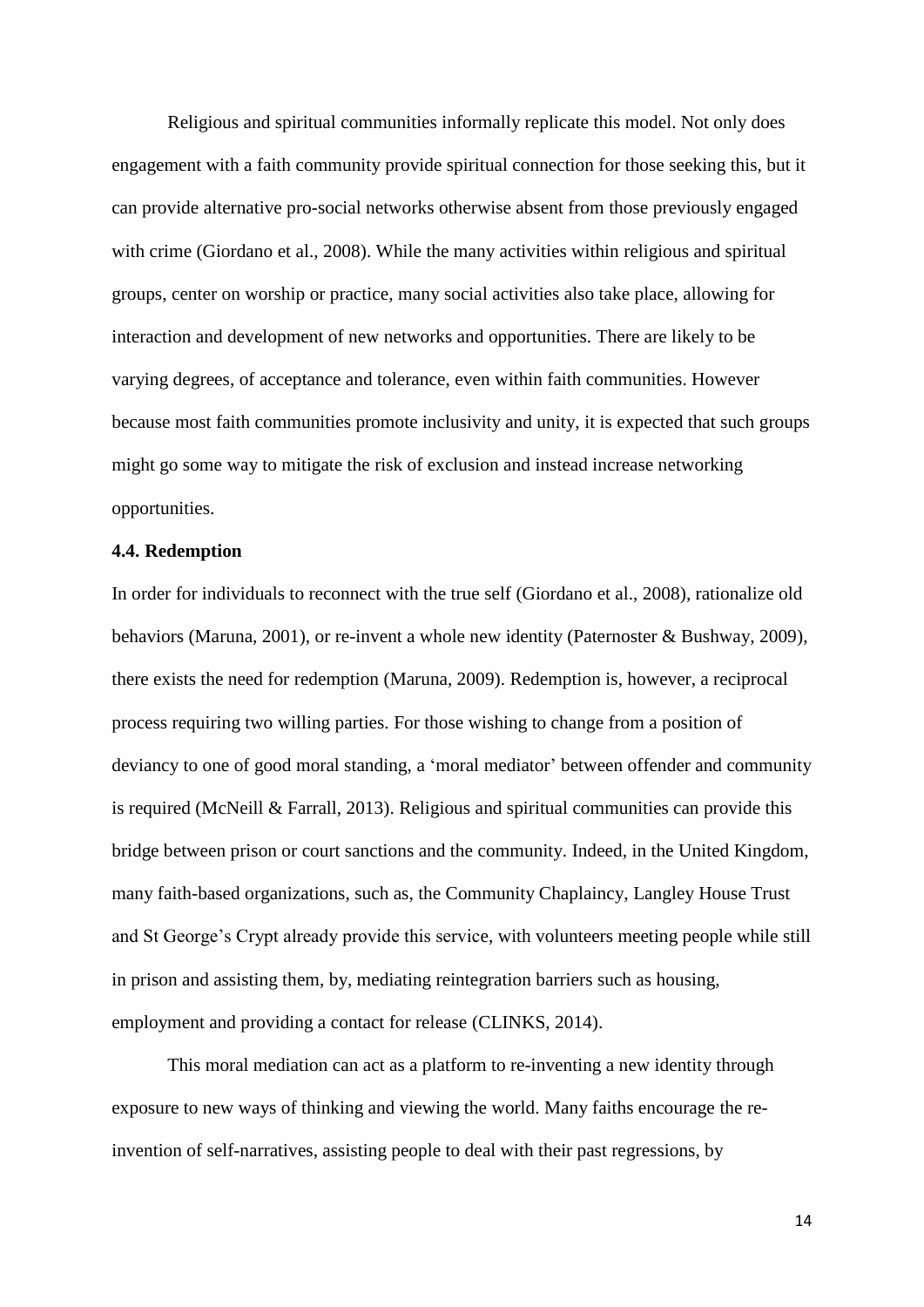Religious and spiritual communities informally replicate this model. Not only does engagement with a faith community provide spiritual connection for those seeking this, but it can provide alternative pro-social networks otherwise absent from those previously engaged with crime (Giordano et al., 2008). While the many activities within religious and spiritual groups, center on worship or practice, many social activities also take place, allowing for interaction and development of new networks and opportunities. There are likely to be varying degrees, of acceptance and tolerance, even within faith communities. However because most faith communities promote inclusivity and unity, it is expected that such groups might go some way to mitigate the risk of exclusion and instead increase networking opportunities.

#### 4.4. Redemption

In order for individuals to reconnect with the true self (Giordano et al., 2008), rationalize old behaviors (Maruna, 2001), or re-invent a whole new identity (Paternoster & Bushway, 2009), there exists the need for redemption (Maruna, 2009). Redemption is, however, a reciprocal process requiring two willing parties. For those wishing to change from a position of deviancy to one of good moral standing, a 'moral mediator' between offender and community is required (McNeill & Farrall, 2013). Religious and spiritual communities can provide this bridge between prison or court sanctions and the community. Indeed, in the United Kingdom, many faith-based organizations, such as, the Community Chaplaincy, Langley House Trust and St George's Crypt already provide this service, with volunteers meeting people while still in prison and assisting them, by, mediating reintegration barriers such as housing, employment and providing a contact for release (CLINKS, 2014).

This moral mediation can act as a platform to re-inventing a new identity through exposure to new ways of thinking and viewing the world. Many faiths encourage the re-invention of self-narratives, assisting people to deal with their past regressions, by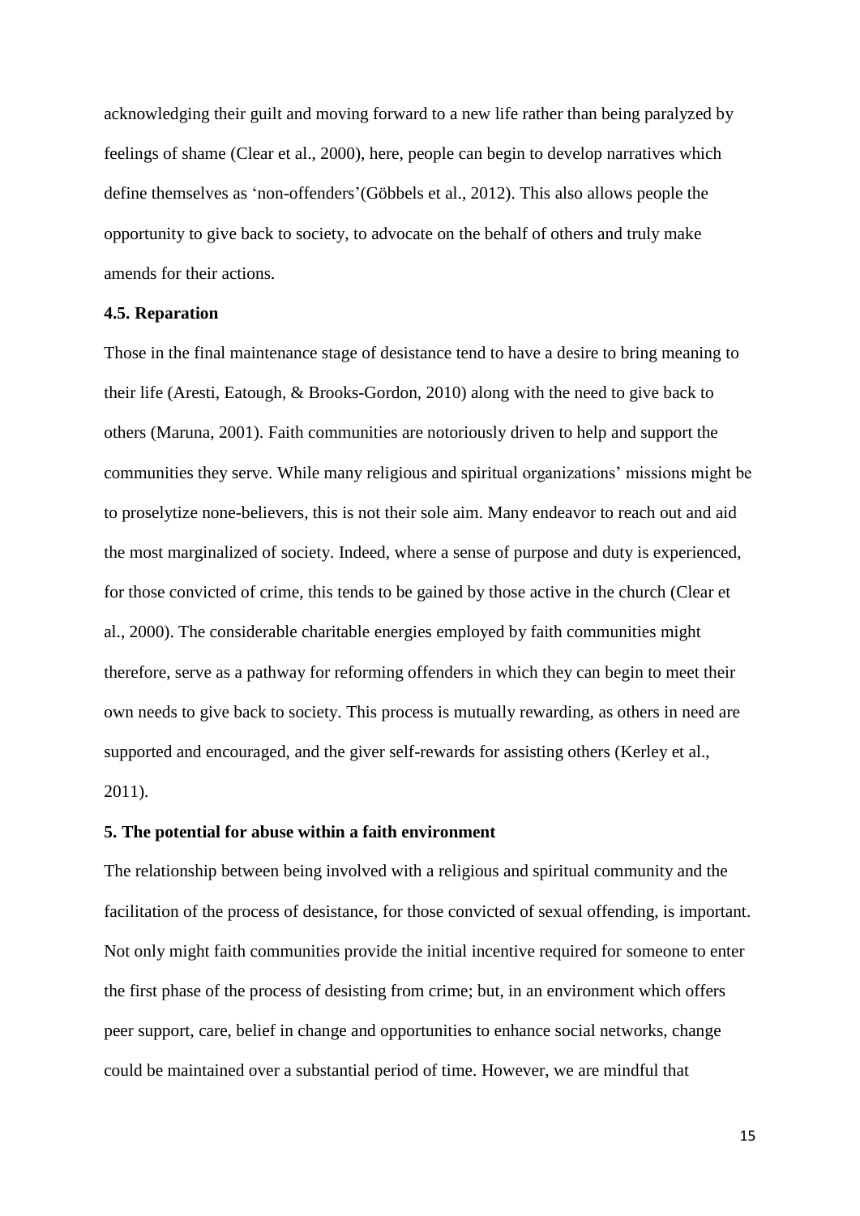acknowledging their guilt and moving forward to a new life rather than being paralyzed by feelings of shame (Clear et al., 2000), here, people can begin to develop narratives which define themselves as 'non-offenders'(Göbbels et al., 2012). This also allows people the opportunity to give back to society, to advocate on the behalf of others and truly make amends for their actions.

### 4.5. Reparation

Those in the final maintenance stage of desistance tend to have a desire to bring meaning to their life (Aresti, Eatough, & Brooks-Gordon, 2010) along with the need to give back to others (Maruna, 2001). Faith communities are notoriously driven to help and support the communities they serve. While many religious and spiritual organizations' missions might be to proselytize none-believers, this is not their sole aim. Many endeavor to reach out and aid the most marginalized of society. Indeed, where a sense of purpose and duty is experienced, for those convicted of crime, this tends to be gained by those active in the church (Clear et al., 2000). The considerable charitable energies employed by faith communities might therefore, serve as a pathway for reforming offenders in which they can begin to meet their own needs to give back to society. This process is mutually rewarding, as others in need are supported and encouraged, and the giver self-rewards for assisting others (Kerley et al., 2011).

## 5. The potential for abuse within a faith environment

The relationship between being involved with a religious and spiritual community and the facilitation of the process of desistance, for those convicted of sexual offending, is important. Not only might faith communities provide the initial incentive required for someone to enter the first phase of the process of desisting from crime; but, in an environment which offers peer support, care, belief in change and opportunities to enhance social networks, change could be maintained over a substantial period of time. However, we are mindful that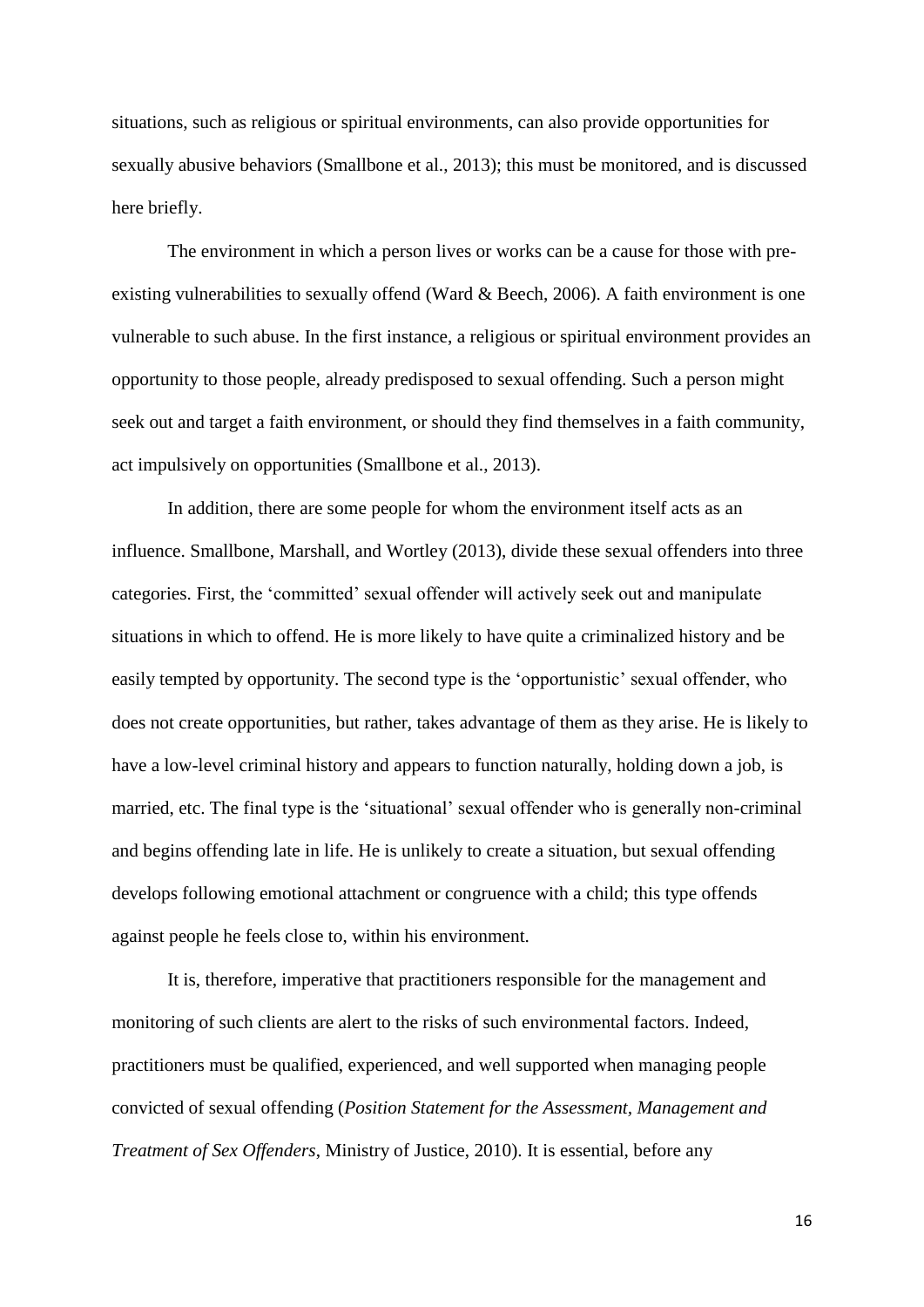situations, such as religious or spiritual environments, can also provide opportunities for sexually abusive behaviors (Smallbone et al., 2013); this must be monitored, and is discussed here briefly.

The environment in which a person lives or works can be a cause for those with pre-existing vulnerabilities to sexually offend (Ward & Beech, 2006). A faith environment is one vulnerable to such abuse. In the first instance, a religious or spiritual environment provides an opportunity to those people, already predisposed to sexual offending. Such a person might seek out and target a faith environment, or should they find themselves in a faith community, act impulsively on opportunities (Smallbone et al., 2013).

In addition, there are some people for whom the environment itself acts as an influence. Smallbone, Marshall, and Wortley (2013), divide these sexual offenders into three categories. First, the 'committed' sexual offender will actively seek out and manipulate situations in which to offend. He is more likely to have quite a criminalized history and be easily tempted by opportunity. The second type is the 'opportunistic' sexual offender, who does not create opportunities, but rather, takes advantage of them as they arise. He is likely to have a low-level criminal history and appears to function naturally, holding down a job, is married, etc. The final type is the 'situational' sexual offender who is generally non-criminal and begins offending late in life. He is unlikely to create a situation, but sexual offending develops following emotional attachment or congruence with a child; this type offends against people he feels close to, within his environment.

It is, therefore, imperative that practitioners responsible for the management and monitoring of such clients are alert to the risks of such environmental factors. Indeed, practitioners must be qualified, experienced, and well supported when managing people convicted of sexual offending (*Position Statement for the Assessment, Management and Treatment of Sex Offenders*, Ministry of Justice, 2010). It is essential, before any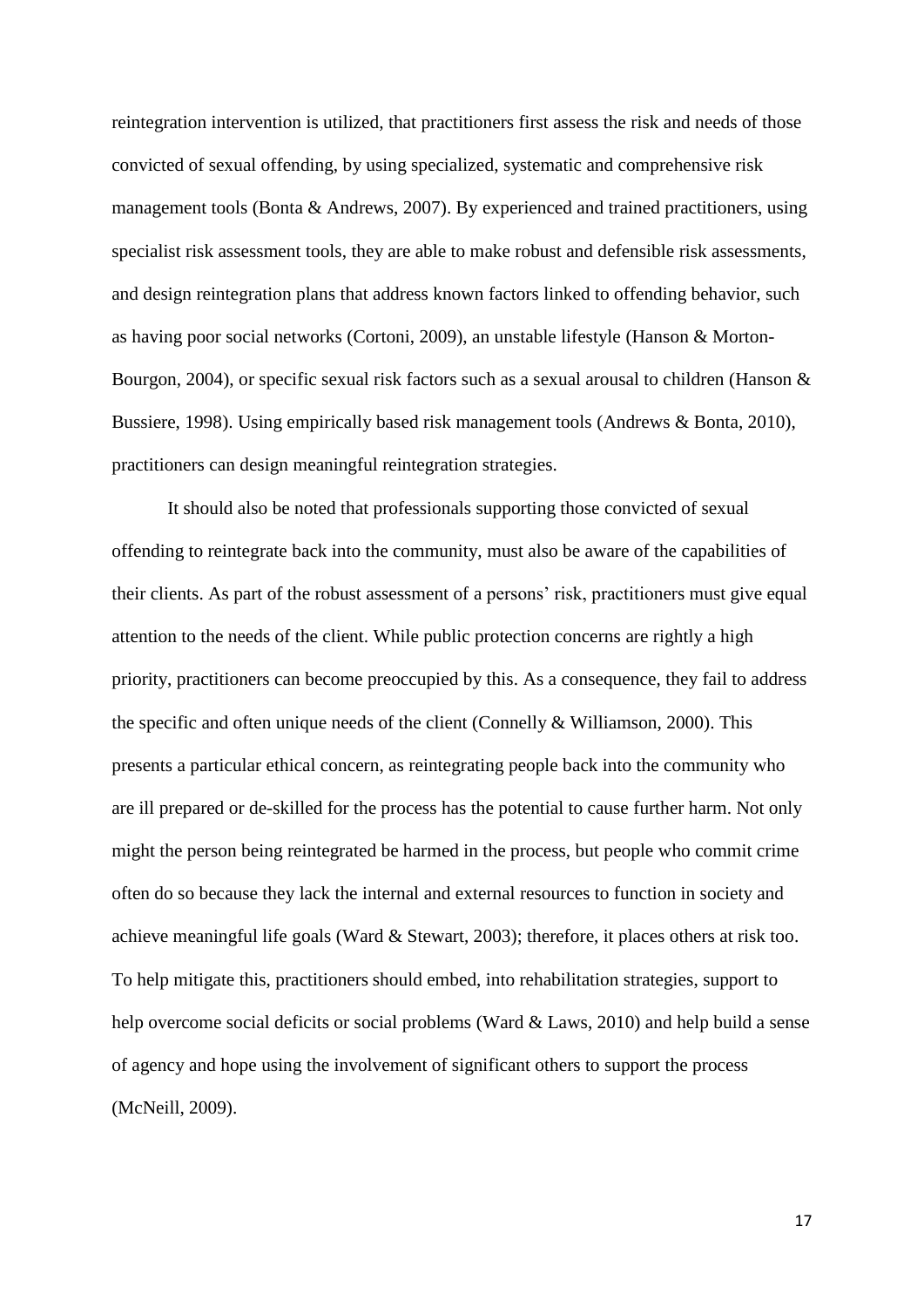reintegration intervention is utilized, that practitioners first assess the risk and needs of those convicted of sexual offending, by using specialized, systematic and comprehensive risk management tools (Bonta & Andrews, 2007). By experienced and trained practitioners, using specialist risk assessment tools, they are able to make robust and defensible risk assessments, and design reintegration plans that address known factors linked to offending behavior, such as having poor social networks (Cortoni, 2009), an unstable lifestyle (Hanson & Morton-Bourgon, 2004), or specific sexual risk factors such as a sexual arousal to children (Hanson & Bussiere, 1998). Using empirically based risk management tools (Andrews & Bonta, 2010), practitioners can design meaningful reintegration strategies.

It should also be noted that professionals supporting those convicted of sexual offending to reintegrate back into the community, must also be aware of the capabilities of their clients. As part of the robust assessment of a persons' risk, practitioners must give equal attention to the needs of the client. While public protection concerns are rightly a high priority, practitioners can become preoccupied by this. As a consequence, they fail to address the specific and often unique needs of the client (Connelly & Williamson, 2000). This presents a particular ethical concern, as reintegrating people back into the community who are ill prepared or de-skilled for the process has the potential to cause further harm. Not only might the person being reintegrated be harmed in the process, but people who commit crime often do so because they lack the internal and external resources to function in society and achieve meaningful life goals (Ward & Stewart, 2003); therefore, it places others at risk too. To help mitigate this, practitioners should embed, into rehabilitation strategies, support to help overcome social deficits or social problems (Ward & Laws, 2010) and help build a sense of agency and hope using the involvement of significant others to support the process (McNeill, 2009).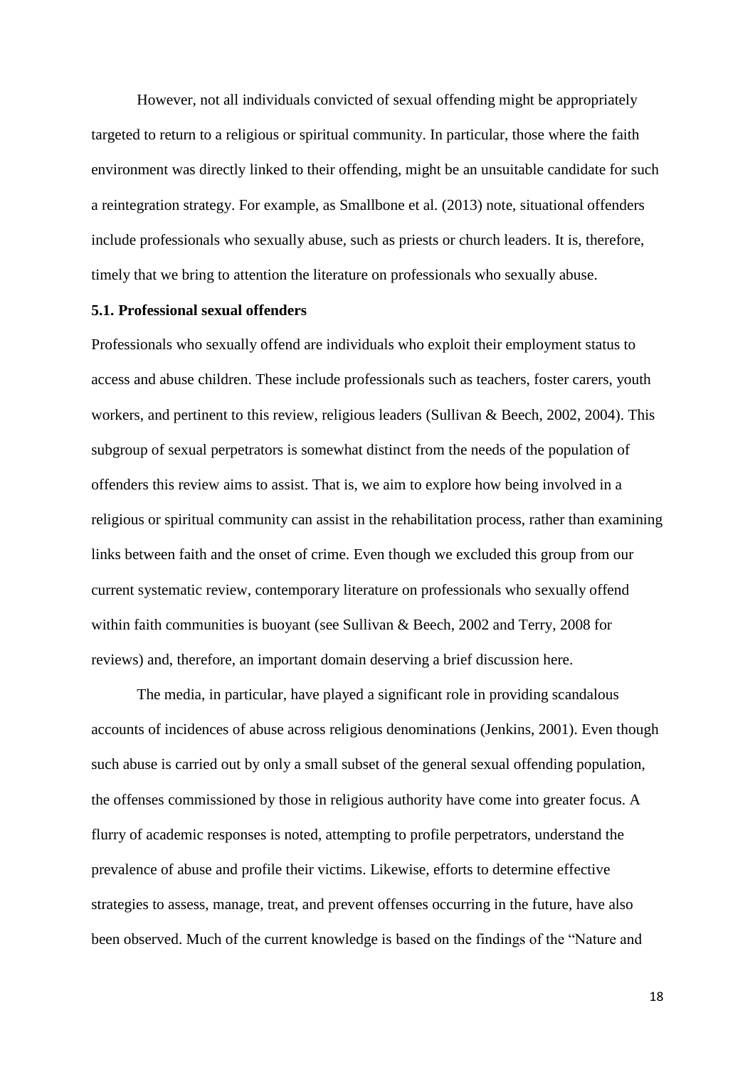However, not all individuals convicted of sexual offending might be appropriately targeted to return to a religious or spiritual community. In particular, those where the faith environment was directly linked to their offending, might be an unsuitable candidate for such a reintegration strategy. For example, as Smallbone et al. (2013) note, situational offenders include professionals who sexually abuse, such as priests or church leaders. It is, therefore, timely that we bring to attention the literature on professionals who sexually abuse.

### 5.1. Professional sexual offenders

Professionals who sexually offend are individuals who exploit their employment status to access and abuse children. These include professionals such as teachers, foster carers, youth workers, and pertinent to this review, religious leaders (Sullivan & Beech, 2002, 2004). This subgroup of sexual perpetrators is somewhat distinct from the needs of the population of offenders this review aims to assist. That is, we aim to explore how being involved in a religious or spiritual community can assist in the rehabilitation process, rather than examining links between faith and the onset of crime. Even though we excluded this group from our current systematic review, contemporary literature on professionals who sexually offend within faith communities is buoyant (see Sullivan & Beech, 2002 and Terry, 2008 for reviews) and, therefore, an important domain deserving a brief discussion here.

The media, in particular, have played a significant role in providing scandalous accounts of incidences of abuse across religious denominations (Jenkins, 2001). Even though such abuse is carried out by only a small subset of the general sexual offending population, the offenses commissioned by those in religious authority have come into greater focus. A flurry of academic responses is noted, attempting to profile perpetrators, understand the prevalence of abuse and profile their victims. Likewise, efforts to determine effective strategies to assess, manage, treat, and prevent offenses occurring in the future, have also been observed. Much of the current knowledge is based on the findings of the "Nature and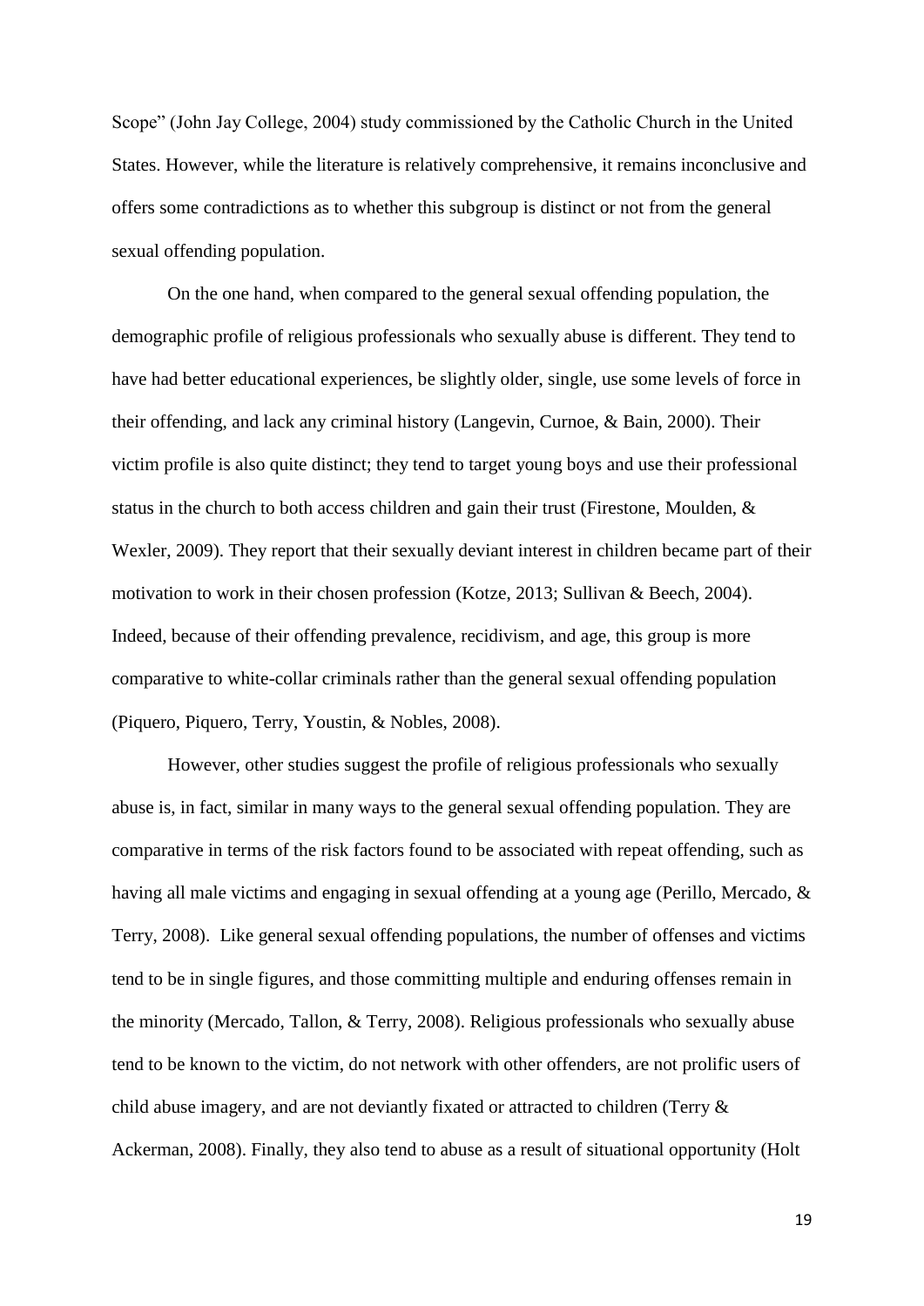Scope" (John Jay College, 2004) study commissioned by the Catholic Church in the United States. However, while the literature is relatively comprehensive, it remains inconclusive and offers some contradictions as to whether this subgroup is distinct or not from the general sexual offending population.

On the one hand, when compared to the general sexual offending population, the demographic profile of religious professionals who sexually abuse is different. They tend to have had better educational experiences, be slightly older, single, use some levels of force in their offending, and lack any criminal history (Langevin, Curnoe, & Bain, 2000). Their victim profile is also quite distinct; they tend to target young boys and use their professional status in the church to both access children and gain their trust (Firestone, Moulden, & Wexler, 2009). They report that their sexually deviant interest in children became part of their motivation to work in their chosen profession (Kotze, 2013; Sullivan & Beech, 2004). Indeed, because of their offending prevalence, recidivism, and age, this group is more comparative to white-collar criminals rather than the general sexual offending population (Piquero, Piquero, Terry, Youstin, & Nobles, 2008).

However, other studies suggest the profile of religious professionals who sexually abuse is, in fact, similar in many ways to the general sexual offending population. They are comparative in terms of the risk factors found to be associated with repeat offending, such as having all male victims and engaging in sexual offending at a young age (Perillo, Mercado, & Terry, 2008). Like general sexual offending populations, the number of offenses and victims tend to be in single figures, and those committing multiple and enduring offenses remain in the minority (Mercado, Tallon, & Terry, 2008). Religious professionals who sexually abuse tend to be known to the victim, do not network with other offenders, are not prolific users of child abuse imagery, and are not deviantly fixated or attracted to children (Terry & Ackerman, 2008). Finally, they also tend to abuse as a result of situational opportunity (Holt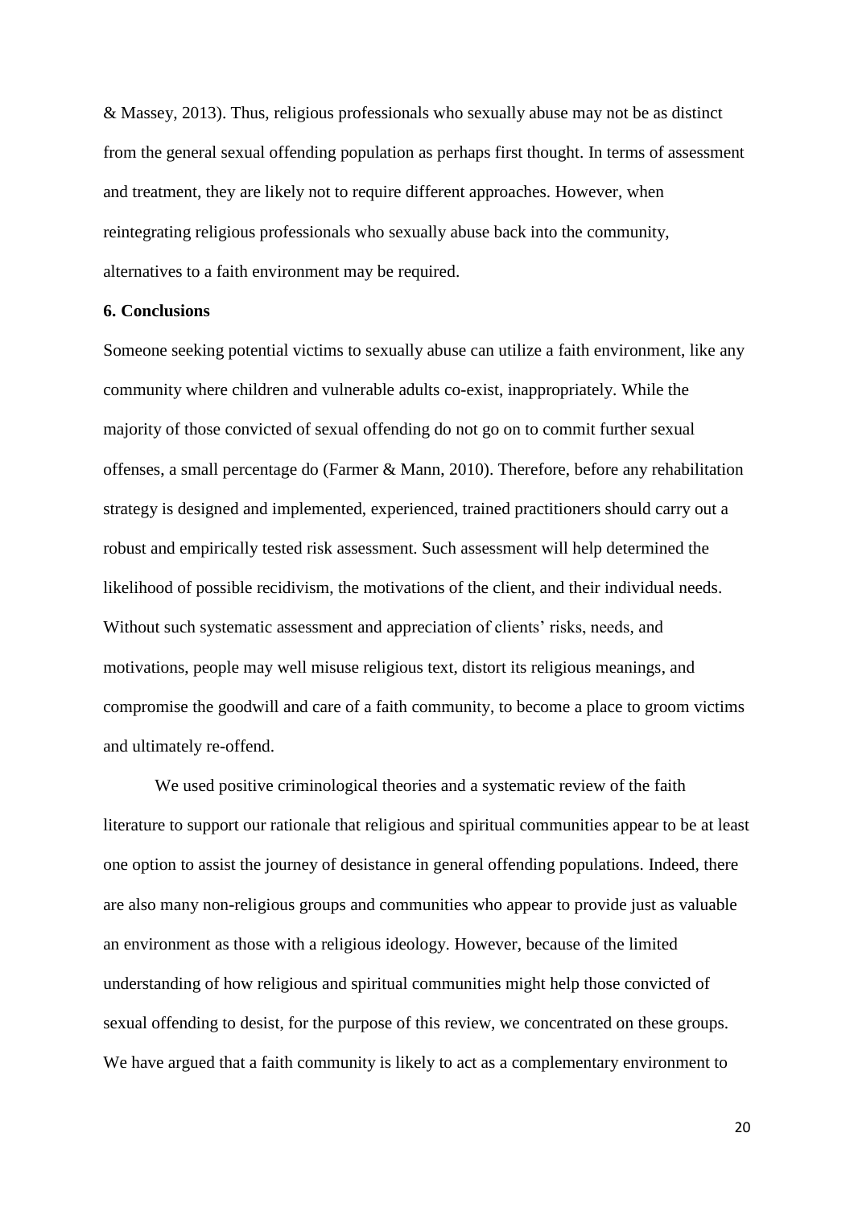& Massey, 2013). Thus, religious professionals who sexually abuse may not be as distinct from the general sexual offending population as perhaps first thought. In terms of assessment and treatment, they are likely not to require different approaches. However, when reintegrating religious professionals who sexually abuse back into the community, alternatives to a faith environment may be required.

## 6. Conclusions

Someone seeking potential victims to sexually abuse can utilize a faith environment, like any community where children and vulnerable adults co-exist, inappropriately. While the majority of those convicted of sexual offending do not go on to commit further sexual offenses, a small percentage do (Farmer & Mann, 2010). Therefore, before any rehabilitation strategy is designed and implemented, experienced, trained practitioners should carry out a robust and empirically tested risk assessment. Such assessment will help determined the likelihood of possible recidivism, the motivations of the client, and their individual needs. Without such systematic assessment and appreciation of clients' risks, needs, and motivations, people may well misuse religious text, distort its religious meanings, and compromise the goodwill and care of a faith community, to become a place to groom victims and ultimately re-offend.

We used positive criminological theories and a systematic review of the faith literature to support our rationale that religious and spiritual communities appear to be at least one option to assist the journey of desistance in general offending populations. Indeed, there are also many non-religious groups and communities who appear to provide just as valuable an environment as those with a religious ideology. However, because of the limited understanding of how religious and spiritual communities might help those convicted of sexual offending to desist, for the purpose of this review, we concentrated on these groups. We have argued that a faith community is likely to act as a complementary environment to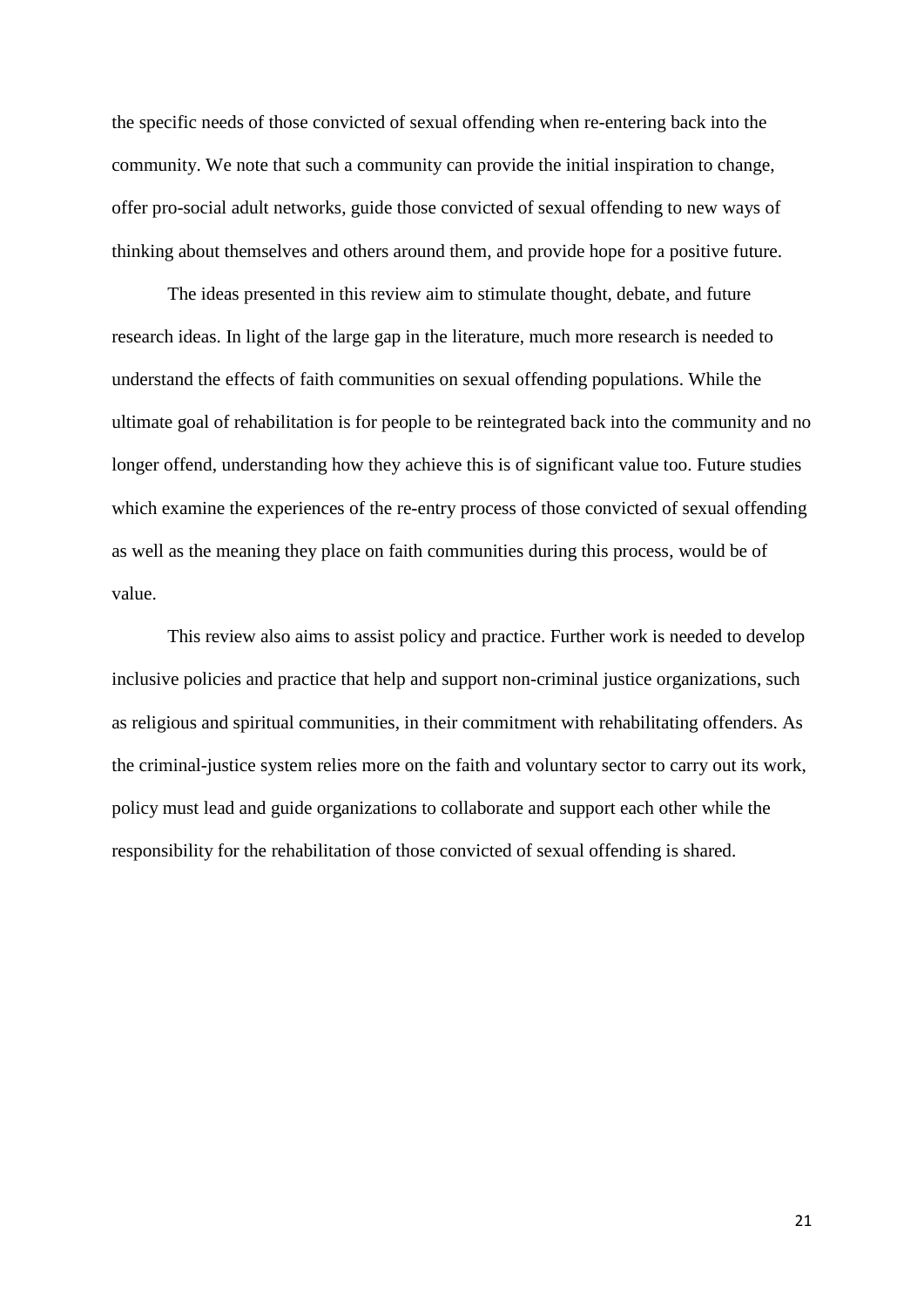the specific needs of those convicted of sexual offending when re-entering back into the community. We note that such a community can provide the initial inspiration to change, offer pro-social adult networks, guide those convicted of sexual offending to new ways of thinking about themselves and others around them, and provide hope for a positive future.

The ideas presented in this review aim to stimulate thought, debate, and future research ideas. In light of the large gap in the literature, much more research is needed to understand the effects of faith communities on sexual offending populations. While the ultimate goal of rehabilitation is for people to be reintegrated back into the community and no longer offend, understanding how they achieve this is of significant value too. Future studies which examine the experiences of the re-entry process of those convicted of sexual offending as well as the meaning they place on faith communities during this process, would be of value.

This review also aims to assist policy and practice. Further work is needed to develop inclusive policies and practice that help and support non-criminal justice organizations, such as religious and spiritual communities, in their commitment with rehabilitating offenders. As the criminal-justice system relies more on the faith and voluntary sector to carry out its work, policy must lead and guide organizations to collaborate and support each other while the responsibility for the rehabilitation of those convicted of sexual offending is shared.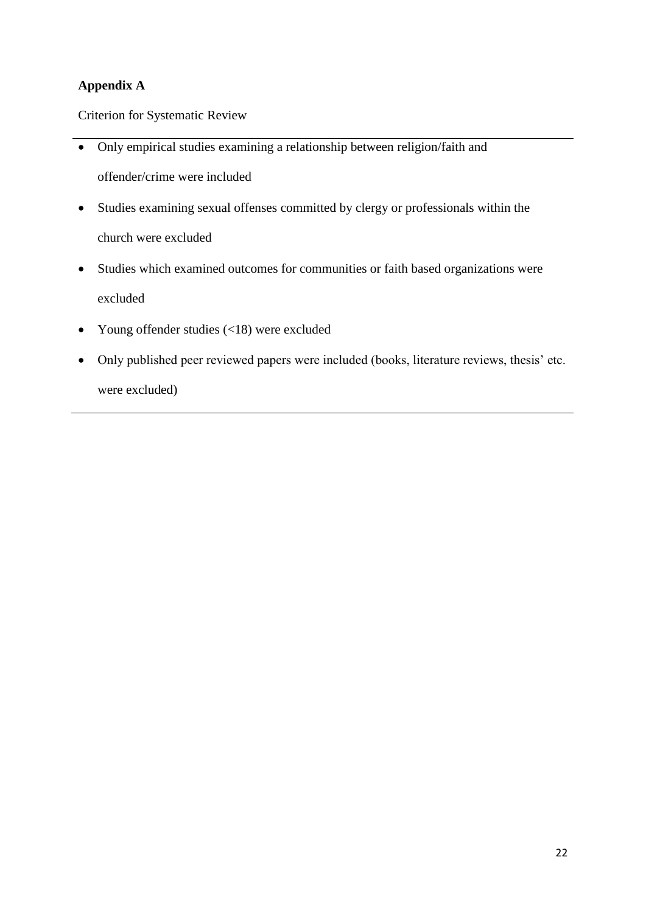**Appendix A**

Criterion for Systematic Review

- Only empirical studies examining a relationship between religion/faith and offender/crime were included
- Studies examining sexual offenses committed by clergy or professionals within the church were excluded
- Studies which examined outcomes for communities or faith based organizations were excluded
- Young offender studies (<18) were excluded
- Only published peer reviewed papers were included (books, literature reviews, thesis' etc. were excluded)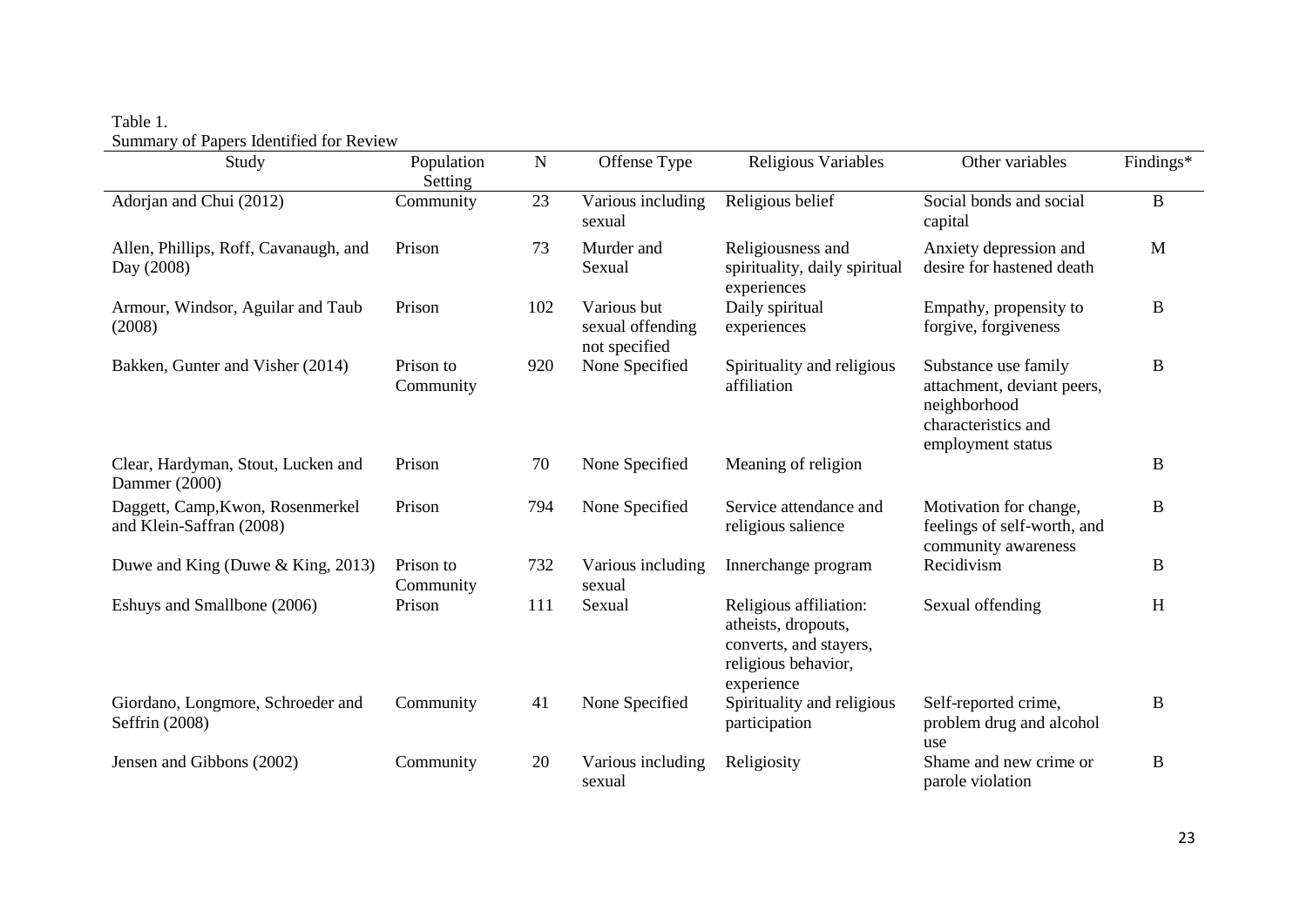Table 1.
Summary of Papers Identified for Review

| Study | Population Setting | N | Offense Type | Religious Variables | Other variables | Findings* |
|---|---|---|---|---|---|---|
| Adorjan and Chui (2012) | Community | 23 | Various including sexual | Religious belief | Social bonds and social capital | B |
| Allen, Phillips, Roff, Cavanaugh, and Day (2008) | Prison | 73 | Murder and Sexual | Religiousness and spirituality, daily spiritual experiences | Anxiety depression and desire for hastened death | M |
| Armour, Windsor, Aguilar and Taub (2008) | Prison | 102 | Various but sexual offending not specified | Daily spiritual experiences | Empathy, propensity to forgive, forgiveness | B |
| Bakken, Gunter and Visher (2014) | Prison to Community | 920 | None Specified | Spirituality and religious affiliation | Substance use family attachment, deviant peers, neighborhood characteristics and employment status | B |
| Clear, Hardyman, Stout, Lucken and Dammer (2000) | Prison | 70 | None Specified | Meaning of religion | | B |
| Daggett, Camp, Kwon, Rosenmerkel and Klein-Saffran (2008) | Prison | 794 | None Specified | Service attendance and religious salience | Motivation for change, feelings of self-worth, and community awareness | B |
| Duwe and King (Duwe & King, 2013) | Prison to Community | 732 | Various including sexual | Innerchange program | Recidivism | B |
| Eshuys and Smallbone (2006) | Prison | 111 | Sexual | Religious affiliation: atheists, dropouts, converts, and stayers, religious behavior, experience | Sexual offending | H |
| Giordano, Longmore, Schroeder and Seffrin (2008) | Community | 41 | None Specified | Spirituality and religious participation | Self-reported crime, problem drug and alcohol use | B |
| Jensen and Gibbons (2002) | Community | 20 | Various including sexual | Religiosity | Shame and new crime or parole violation | B |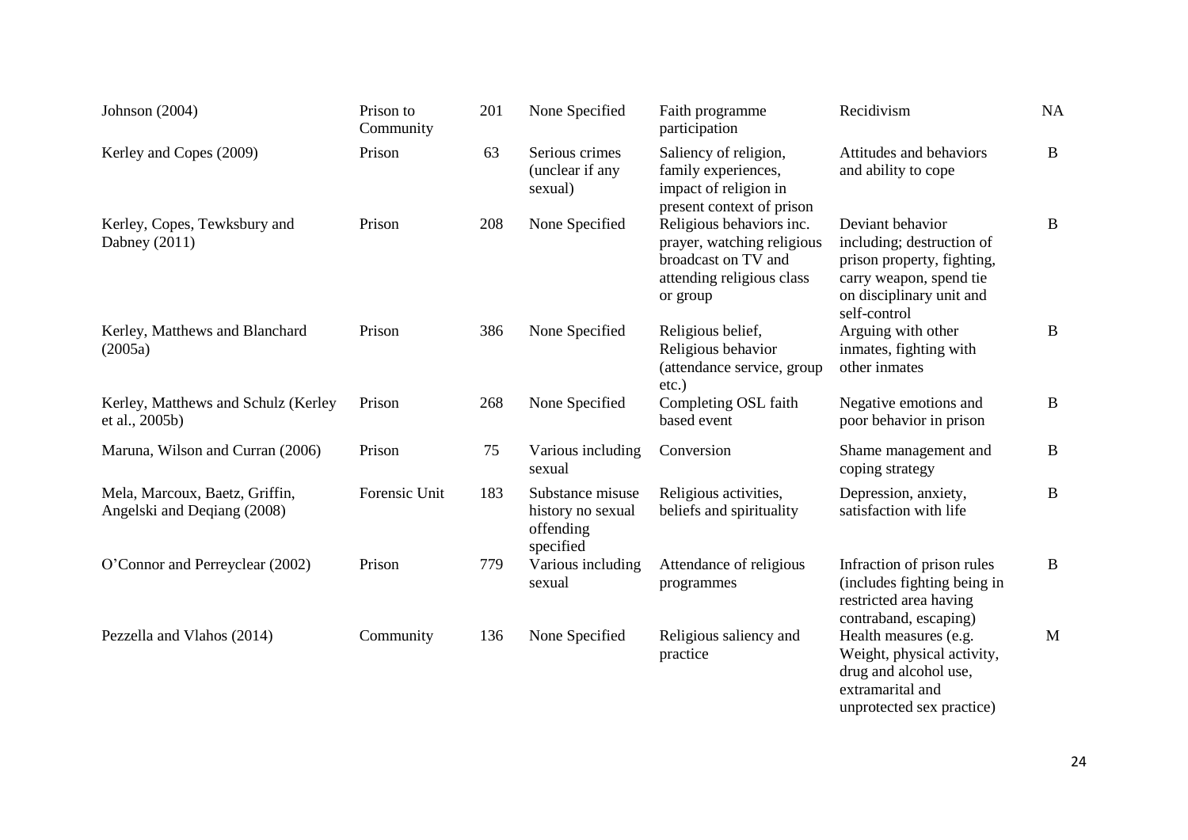| | | | | | | |
|---|---|---|---|---|---|---|
| Johnson (2004) | Prison to Community | 201 | None Specified | Faith programme participation | Recidivism | NA |
| Kerley and Copes (2009) | Prison | 63 | Serious crimes (unclear if any sexual) | Saliency of religion, family experiences, impact of religion in present context of prison | Attitudes and behaviors and ability to cope | B |
| Kerley, Copes, Tewksbury and Dabney (2011) | Prison | 208 | None Specified | Religious behaviors inc. prayer, watching religious broadcast on TV and attending religious class or group | Deviant behavior including; destruction of prison property, fighting, carry weapon, spend tie on disciplinary unit and self-control | B |
| Kerley, Matthews and Blanchard (2005a) | Prison | 386 | None Specified | Religious belief, Religious behavior (attendance service, group etc.) | Arguing with other inmates, fighting with other inmates | B |
| Kerley, Matthews and Schulz (Kerley et al., 2005b) | Prison | 268 | None Specified | Completing OSL faith based event | Negative emotions and poor behavior in prison | B |
| Maruna, Wilson and Curran (2006) | Prison | 75 | Various including sexual | Conversion | Shame management and coping strategy | B |
| Mela, Marcoux, Baetz, Griffin, Angelski and Deqiang (2008) | Forensic Unit | 183 | Substance misuse history no sexual offending specified | Religious activities, beliefs and spirituality | Depression, anxiety, satisfaction with life | B |
| O'Connor and Perreyclear (2002) | Prison | 779 | Various including sexual | Attendance of religious programmes | Infraction of prison rules (includes fighting being in restricted area having contraband, escaping) | B |
| Pezzella and Vlahos (2014) | Community | 136 | None Specified | Religious saliency and practice | Health measures (e.g. Weight, physical activity, drug and alcohol use, extramarital and unprotected sex practice) | M |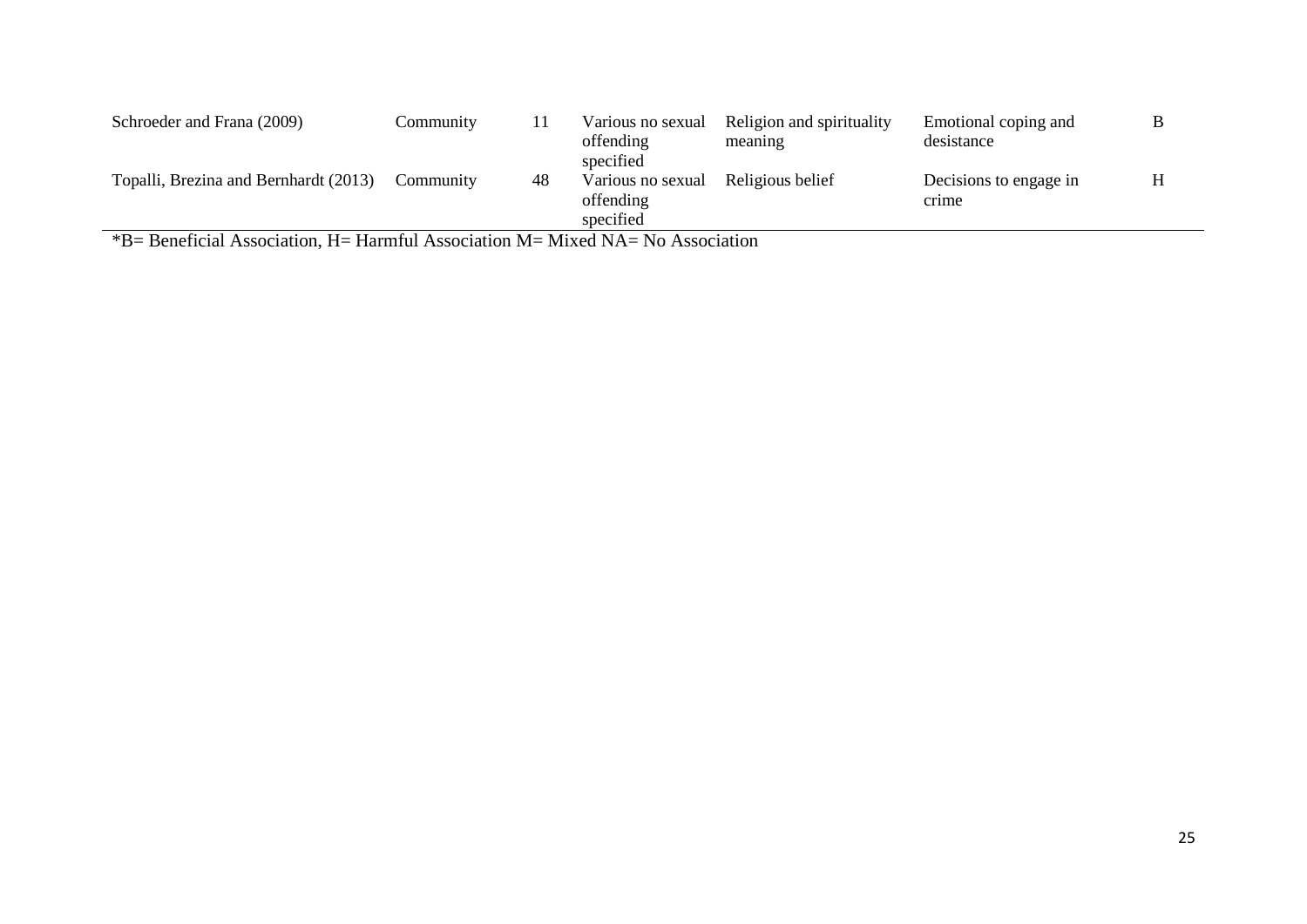| | | | | | | |
|---|---|---|---|---|---|---|
| Schroeder and Frana (2009) | Community | 11 | Various no sexual offending specified | Religion and spirituality meaning | Emotional coping and desistance | B |
| Topalli, Brezina and Bernhardt (2013) | Community | 48 | Various no sexual offending specified | Religious belief | Decisions to engage in crime | H |

*B= Beneficial Association, H= Harmful Association M= Mixed NA= No Association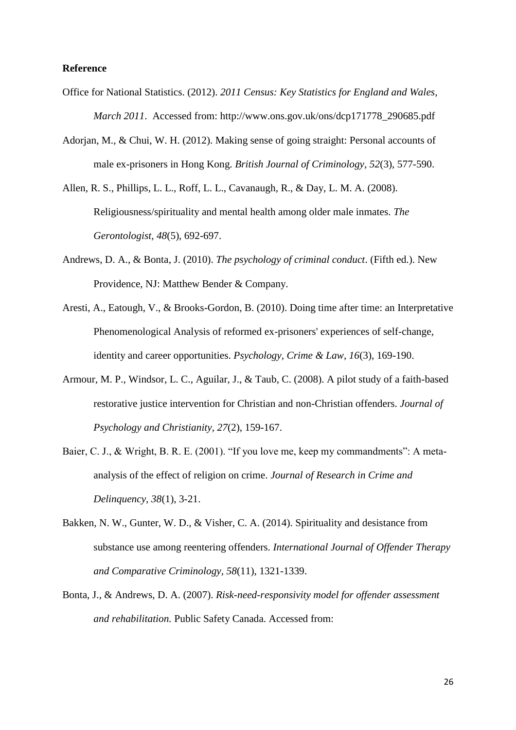**Reference**

Office for National Statistics. (2012). *2011 Census: Key Statistics for England and Wales, March 2011*. Accessed from: http://www.ons.gov.uk/ons/dcp171778_290685.pdf

Adorjan, M., & Chui, W. H. (2012). Making sense of going straight: Personal accounts of male ex-prisoners in Hong Kong. *British Journal of Criminology, 52*(3), 577-590.

Allen, R. S., Phillips, L. L., Roff, L. L., Cavanaugh, R., & Day, L. M. A. (2008). Religiousness/spirituality and mental health among older male inmates. *The Gerontologist, 48*(5), 692-697.

Andrews, D. A., & Bonta, J. (2010). *The psychology of criminal conduct*. (Fifth ed.). New Providence, NJ: Matthew Bender & Company.

Aresti, A., Eatough, V., & Brooks-Gordon, B. (2010). Doing time after time: an Interpretative Phenomenological Analysis of reformed ex-prisoners' experiences of self-change, identity and career opportunities. *Psychology, Crime & Law, 16*(3), 169-190.

Armour, M. P., Windsor, L. C., Aguilar, J., & Taub, C. (2008). A pilot study of a faith-based restorative justice intervention for Christian and non-Christian offenders. *Journal of Psychology and Christianity, 27*(2), 159-167.

Baier, C. J., & Wright, B. R. E. (2001). "If you love me, keep my commandments": A meta-analysis of the effect of religion on crime. *Journal of Research in Crime and Delinquency, 38*(1), 3-21.

Bakken, N. W., Gunter, W. D., & Visher, C. A. (2014). Spirituality and desistance from substance use among reentering offenders. *International Journal of Offender Therapy and Comparative Criminology, 58*(11), 1321-1339.

Bonta, J., & Andrews, D. A. (2007). *Risk-need-responsivity model for offender assessment and rehabilitation.* Public Safety Canada. Accessed from: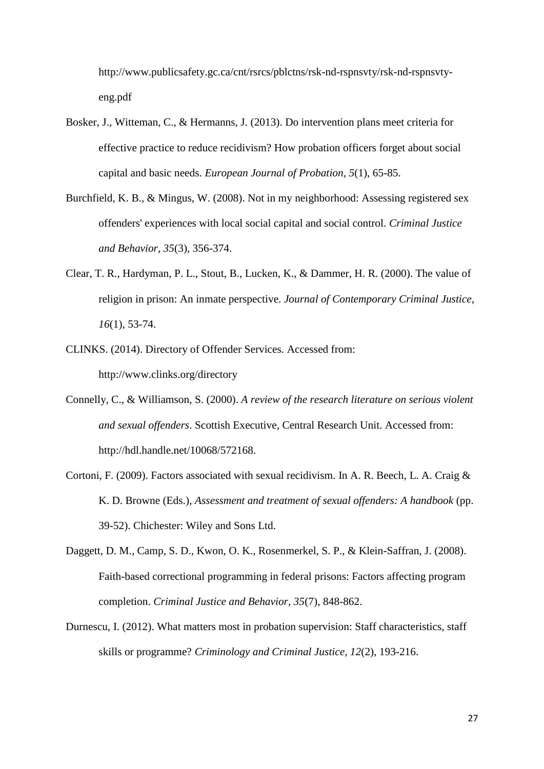http://www.publicsafety.gc.ca/cnt/rsrcs/pblctns/rsk-nd-rspnsvty/rsk-nd-rspnsvty-eng.pdf

Bosker, J., Witteman, C., & Hermanns, J. (2013). Do intervention plans meet criteria for effective practice to reduce recidivism? How probation officers forget about social capital and basic needs. *European Journal of Probation, 5*(1), 65-85.

Burchfield, K. B., & Mingus, W. (2008). Not in my neighborhood: Assessing registered sex offenders' experiences with local social capital and social control. *Criminal Justice and Behavior, 35*(3), 356-374.

Clear, T. R., Hardyman, P. L., Stout, B., Lucken, K., & Dammer, H. R. (2000). The value of religion in prison: An inmate perspective. *Journal of Contemporary Criminal Justice, 16*(1), 53-74.

CLINKS. (2014). Directory of Offender Services. Accessed from: http://www.clinks.org/directory

Connelly, C., & Williamson, S. (2000). *A review of the research literature on serious violent and sexual offenders*. Scottish Executive, Central Research Unit. Accessed from: http://hdl.handle.net/10068/572168.

Cortoni, F. (2009). Factors associated with sexual recidivism. In A. R. Beech, L. A. Craig & K. D. Browne (Eds.), *Assessment and treatment of sexual offenders: A handbook* (pp. 39-52). Chichester: Wiley and Sons Ltd.

Daggett, D. M., Camp, S. D., Kwon, O. K., Rosenmerkel, S. P., & Klein-Saffran, J. (2008). Faith-based correctional programming in federal prisons: Factors affecting program completion. *Criminal Justice and Behavior, 35*(7), 848-862.

Durnescu, I. (2012). What matters most in probation supervision: Staff characteristics, staff skills or programme? *Criminology and Criminal Justice, 12*(2), 193-216.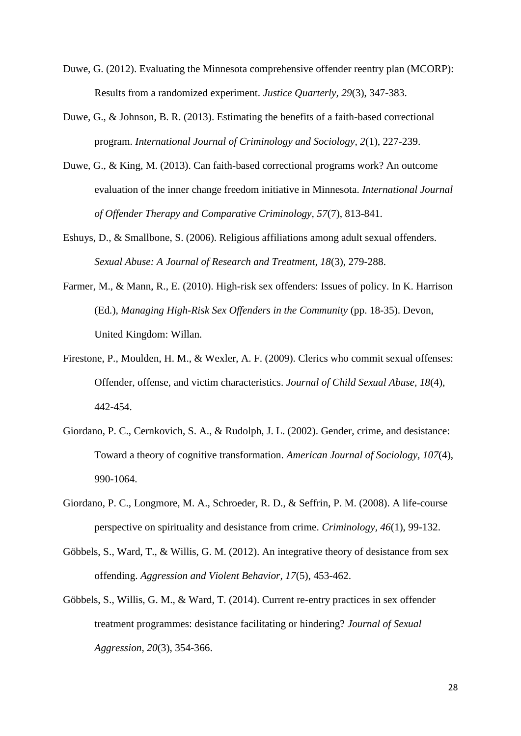Duwe, G. (2012). Evaluating the Minnesota comprehensive offender reentry plan (MCORP): Results from a randomized experiment. *Justice Quarterly, 29*(3), 347-383.

Duwe, G., & Johnson, B. R. (2013). Estimating the benefits of a faith-based correctional program. *International Journal of Criminology and Sociology, 2*(1), 227-239.

Duwe, G., & King, M. (2013). Can faith-based correctional programs work? An outcome evaluation of the inner change freedom initiative in Minnesota. *International Journal of Offender Therapy and Comparative Criminology, 57*(7), 813-841.

Eshuys, D., & Smallbone, S. (2006). Religious affiliations among adult sexual offenders. *Sexual Abuse: A Journal of Research and Treatment, 18*(3), 279-288.

Farmer, M., & Mann, R., E. (2010). High-risk sex offenders: Issues of policy. In K. Harrison (Ed.), *Managing High-Risk Sex Offenders in the Community* (pp. 18-35). Devon, United Kingdom: Willan.

Firestone, P., Moulden, H. M., & Wexler, A. F. (2009). Clerics who commit sexual offenses: Offender, offense, and victim characteristics. *Journal of Child Sexual Abuse, 18*(4), 442-454.

Giordano, P. C., Cernkovich, S. A., & Rudolph, J. L. (2002). Gender, crime, and desistance: Toward a theory of cognitive transformation. *American Journal of Sociology, 107*(4), 990-1064.

Giordano, P. C., Longmore, M. A., Schroeder, R. D., & Seffrin, P. M. (2008). A life-course perspective on spirituality and desistance from crime. *Criminology, 46*(1), 99-132.

Göbbels, S., Ward, T., & Willis, G. M. (2012). An integrative theory of desistance from sex offending. *Aggression and Violent Behavior, 17*(5), 453-462.

Göbbels, S., Willis, G. M., & Ward, T. (2014). Current re-entry practices in sex offender treatment programmes: desistance facilitating or hindering? *Journal of Sexual Aggression, 20*(3), 354-366.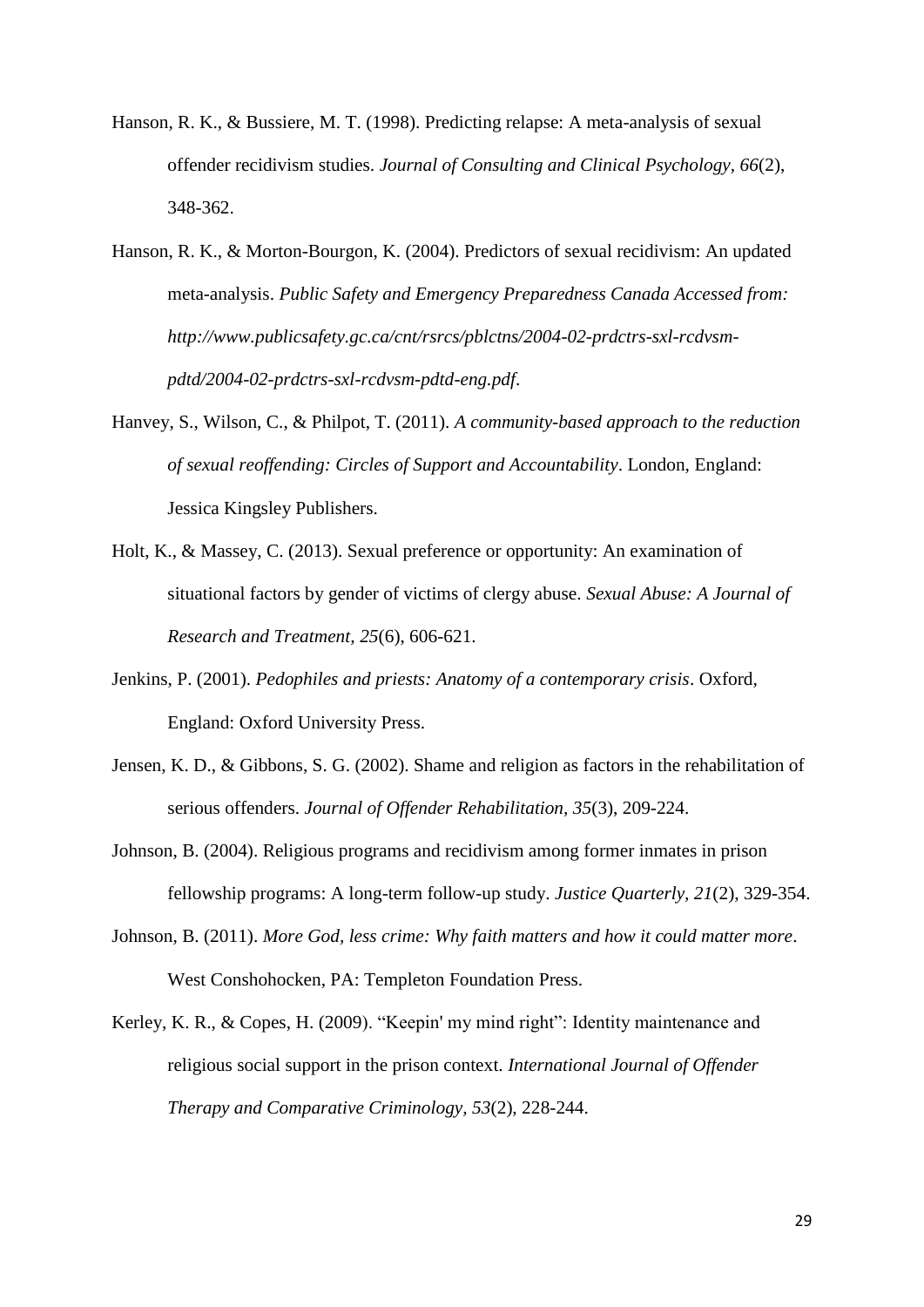Hanson, R. K., & Bussiere, M. T. (1998). Predicting relapse: A meta-analysis of sexual offender recidivism studies. *Journal of Consulting and Clinical Psychology, 66*(2), 348-362.

Hanson, R. K., & Morton-Bourgon, K. (2004). Predictors of sexual recidivism: An updated meta-analysis. *Public Safety and Emergency Preparedness Canada Accessed from: http://www.publicsafety.gc.ca/cnt/rsrcs/pblctns/2004-02-prdctrs-sxl-rcdvsm-pdtd/2004-02-prdctrs-sxl-rcdvsm-pdtd-eng.pdf*.

Hanvey, S., Wilson, C., & Philpot, T. (2011). *A community-based approach to the reduction of sexual reoffending: Circles of Support and Accountability*. London, England: Jessica Kingsley Publishers.

Holt, K., & Massey, C. (2013). Sexual preference or opportunity: An examination of situational factors by gender of victims of clergy abuse. *Sexual Abuse: A Journal of Research and Treatment, 25*(6), 606-621.

Jenkins, P. (2001). *Pedophiles and priests: Anatomy of a contemporary crisis*. Oxford, England: Oxford University Press.

Jensen, K. D., & Gibbons, S. G. (2002). Shame and religion as factors in the rehabilitation of serious offenders. *Journal of Offender Rehabilitation, 35*(3), 209-224.

Johnson, B. (2004). Religious programs and recidivism among former inmates in prison fellowship programs: A long-term follow-up study. *Justice Quarterly, 21*(2), 329-354.

Johnson, B. (2011). *More God, less crime: Why faith matters and how it could matter more*. West Conshohocken, PA: Templeton Foundation Press.

Kerley, K. R., & Copes, H. (2009). "Keepin' my mind right": Identity maintenance and religious social support in the prison context. *International Journal of Offender Therapy and Comparative Criminology, 53*(2), 228-244.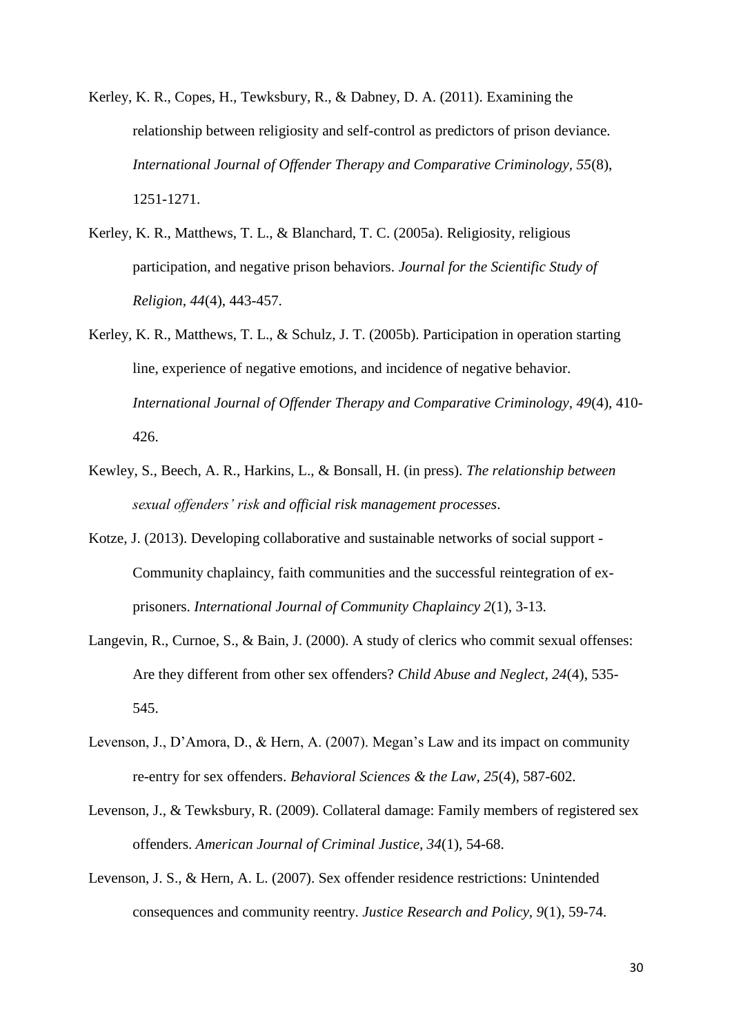Kerley, K. R., Copes, H., Tewksbury, R., & Dabney, D. A. (2011). Examining the relationship between religiosity and self-control as predictors of prison deviance. *International Journal of Offender Therapy and Comparative Criminology, 55*(8), 1251-1271.

Kerley, K. R., Matthews, T. L., & Blanchard, T. C. (2005a). Religiosity, religious participation, and negative prison behaviors. *Journal for the Scientific Study of Religion, 44*(4), 443-457.

Kerley, K. R., Matthews, T. L., & Schulz, J. T. (2005b). Participation in operation starting line, experience of negative emotions, and incidence of negative behavior. *International Journal of Offender Therapy and Comparative Criminology, 49*(4), 410-426.

Kewley, S., Beech, A. R., Harkins, L., & Bonsall, H. (in press). *The relationship between sexual offenders' risk and official risk management processes*.

Kotze, J. (2013). Developing collaborative and sustainable networks of social support - Community chaplaincy, faith communities and the successful reintegration of ex-prisoners. *International Journal of Community Chaplaincy 2*(1), 3-13.

Langevin, R., Curnoe, S., & Bain, J. (2000). A study of clerics who commit sexual offenses: Are they different from other sex offenders? *Child Abuse and Neglect, 24*(4), 535-545.

Levenson, J., D'Amora, D., & Hern, A. (2007). Megan's Law and its impact on community re-entry for sex offenders. *Behavioral Sciences & the Law, 25*(4), 587-602.

Levenson, J., & Tewksbury, R. (2009). Collateral damage: Family members of registered sex offenders. *American Journal of Criminal Justice, 34*(1), 54-68.

Levenson, J. S., & Hern, A. L. (2007). Sex offender residence restrictions: Unintended consequences and community reentry. *Justice Research and Policy, 9*(1), 59-74.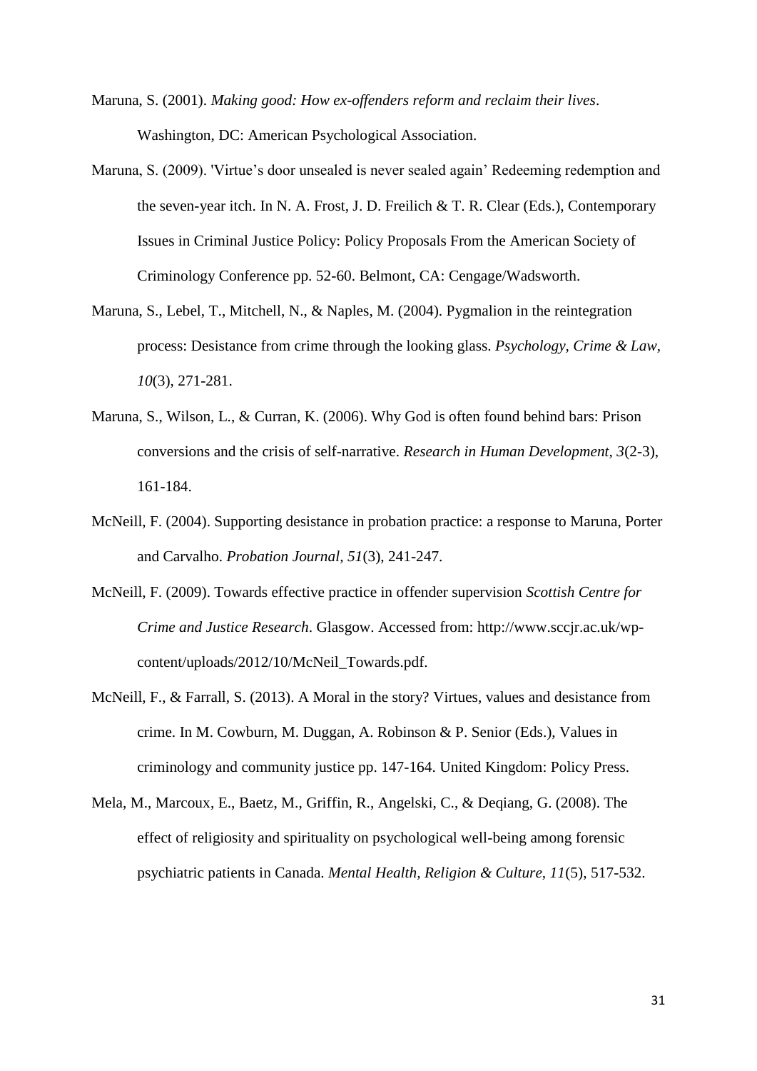Maruna, S. (2001). *Making good: How ex-offenders reform and reclaim their lives*. Washington, DC: American Psychological Association.

Maruna, S. (2009). 'Virtue's door unsealed is never sealed again' Redeeming redemption and the seven-year itch. In N. A. Frost, J. D. Freilich & T. R. Clear (Eds.), Contemporary Issues in Criminal Justice Policy: Policy Proposals From the American Society of Criminology Conference pp. 52-60. Belmont, CA: Cengage/Wadsworth.

Maruna, S., Lebel, T., Mitchell, N., & Naples, M. (2004). Pygmalion in the reintegration process: Desistance from crime through the looking glass. *Psychology, Crime & Law, 10*(3), 271-281.

Maruna, S., Wilson, L., & Curran, K. (2006). Why God is often found behind bars: Prison conversions and the crisis of self-narrative. *Research in Human Development, 3*(2-3), 161-184.

McNeill, F. (2004). Supporting desistance in probation practice: a response to Maruna, Porter and Carvalho. *Probation Journal, 51*(3), 241-247.

McNeill, F. (2009). Towards effective practice in offender supervision *Scottish Centre for Crime and Justice Research*. Glasgow. Accessed from: http://www.sccjr.ac.uk/wp-content/uploads/2012/10/McNeil_Towards.pdf.

McNeill, F., & Farrall, S. (2013). A Moral in the story? Virtues, values and desistance from crime. In M. Cowburn, M. Duggan, A. Robinson & P. Senior (Eds.), Values in criminology and community justice pp. 147-164. United Kingdom: Policy Press.

Mela, M., Marcoux, E., Baetz, M., Griffin, R., Angelski, C., & Deqiang, G. (2008). The effect of religiosity and spirituality on psychological well-being among forensic psychiatric patients in Canada. *Mental Health, Religion & Culture, 11*(5), 517-532.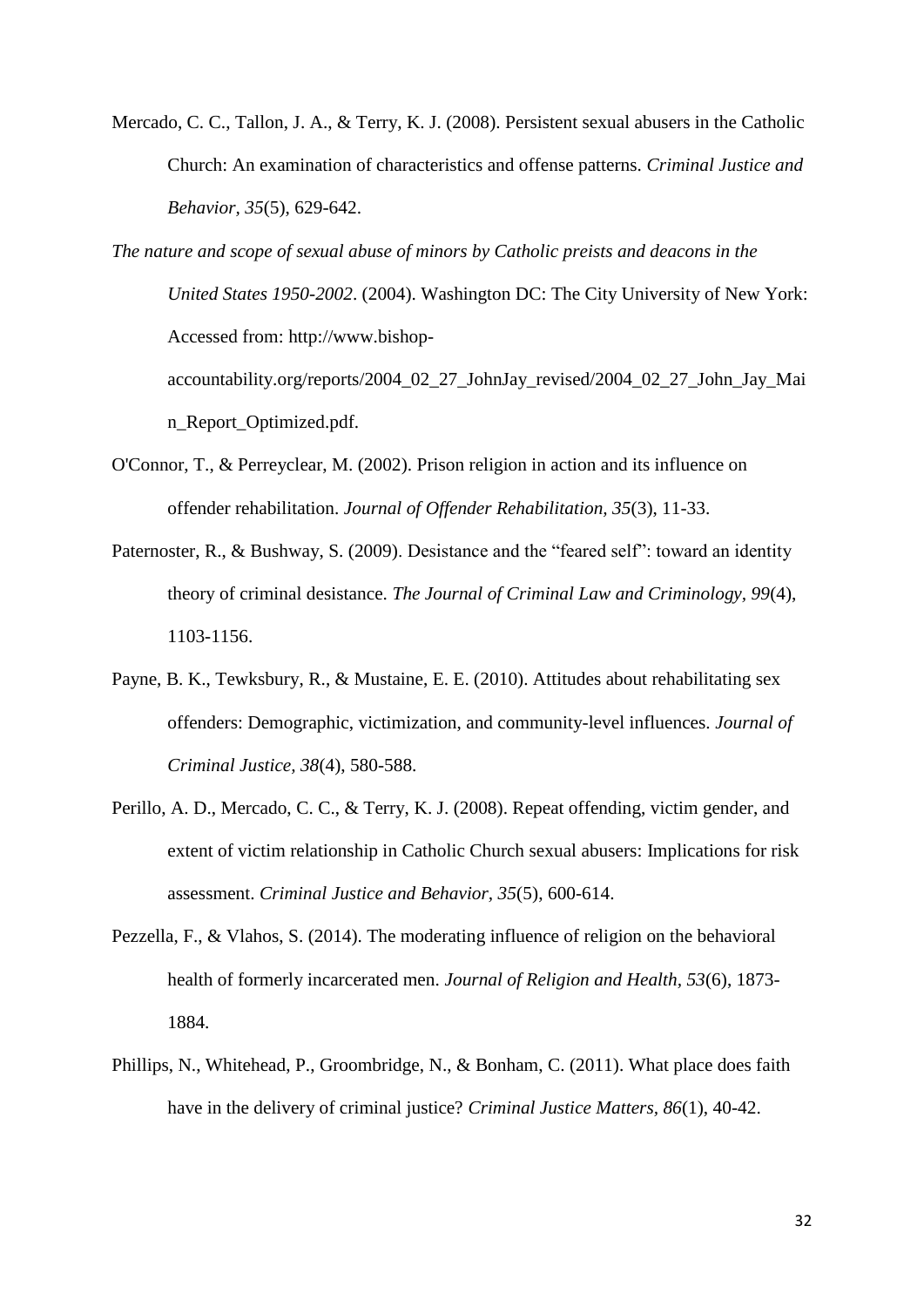Mercado, C. C., Tallon, J. A., & Terry, K. J. (2008). Persistent sexual abusers in the Catholic Church: An examination of characteristics and offense patterns. *Criminal Justice and Behavior, 35*(5), 629-642.

*The nature and scope of sexual abuse of minors by Catholic preists and deacons in the United States 1950-2002*. (2004). Washington DC: The City University of New York: Accessed from: http://www.bishop-accountability.org/reports/2004_02_27_JohnJay_revised/2004_02_27_John_Jay_Main_Report_Optimized.pdf.

O'Connor, T., & Perreyclear, M. (2002). Prison religion in action and its influence on offender rehabilitation. *Journal of Offender Rehabilitation, 35*(3), 11-33.

Paternoster, R., & Bushway, S. (2009). Desistance and the "feared self": toward an identity theory of criminal desistance. *The Journal of Criminal Law and Criminology, 99*(4), 1103-1156.

Payne, B. K., Tewksbury, R., & Mustaine, E. E. (2010). Attitudes about rehabilitating sex offenders: Demographic, victimization, and community-level influences. *Journal of Criminal Justice, 38*(4), 580-588.

Perillo, A. D., Mercado, C. C., & Terry, K. J. (2008). Repeat offending, victim gender, and extent of victim relationship in Catholic Church sexual abusers: Implications for risk assessment. *Criminal Justice and Behavior, 35*(5), 600-614.

Pezzella, F., & Vlahos, S. (2014). The moderating influence of religion on the behavioral health of formerly incarcerated men. *Journal of Religion and Health, 53*(6), 1873-1884.

Phillips, N., Whitehead, P., Groombridge, N., & Bonham, C. (2011). What place does faith have in the delivery of criminal justice? *Criminal Justice Matters, 86*(1), 40-42.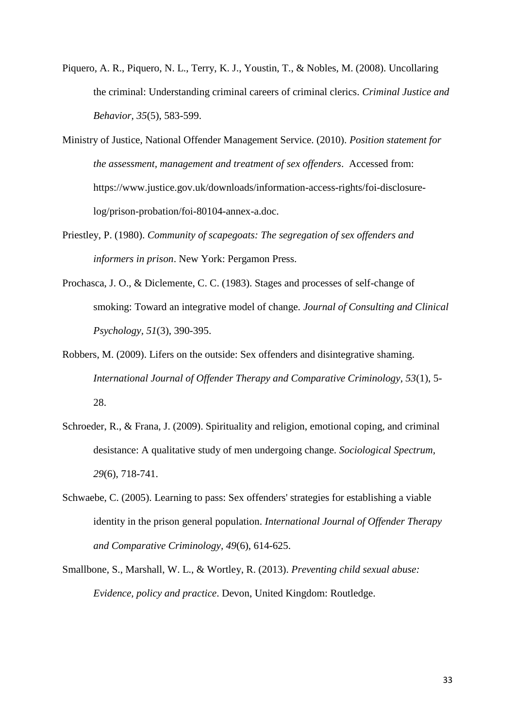Piquero, A. R., Piquero, N. L., Terry, K. J., Youstin, T., & Nobles, M. (2008). Uncollaring the criminal: Understanding criminal careers of criminal clerics. *Criminal Justice and Behavior, 35*(5), 583-599.

Ministry of Justice, National Offender Management Service. (2010). *Position statement for the assessment, management and treatment of sex offenders*. Accessed from: https://www.justice.gov.uk/downloads/information-access-rights/foi-disclosure-log/prison-probation/foi-80104-annex-a.doc.

Priestley, P. (1980). *Community of scapegoats: The segregation of sex offenders and informers in prison*. New York: Pergamon Press.

Prochasca, J. O., & Diclemente, C. C. (1983). Stages and processes of self-change of smoking: Toward an integrative model of change. *Journal of Consulting and Clinical Psychology, 51*(3), 390-395.

Robbers, M. (2009). Lifers on the outside: Sex offenders and disintegrative shaming. *International Journal of Offender Therapy and Comparative Criminology, 53*(1), 5-28.

Schroeder, R., & Frana, J. (2009). Spirituality and religion, emotional coping, and criminal desistance: A qualitative study of men undergoing change. *Sociological Spectrum, 29*(6), 718-741.

Schwaebe, C. (2005). Learning to pass: Sex offenders' strategies for establishing a viable identity in the prison general population. *International Journal of Offender Therapy and Comparative Criminology, 49*(6), 614-625.

Smallbone, S., Marshall, W. L., & Wortley, R. (2013). *Preventing child sexual abuse: Evidence, policy and practice*. Devon, United Kingdom: Routledge.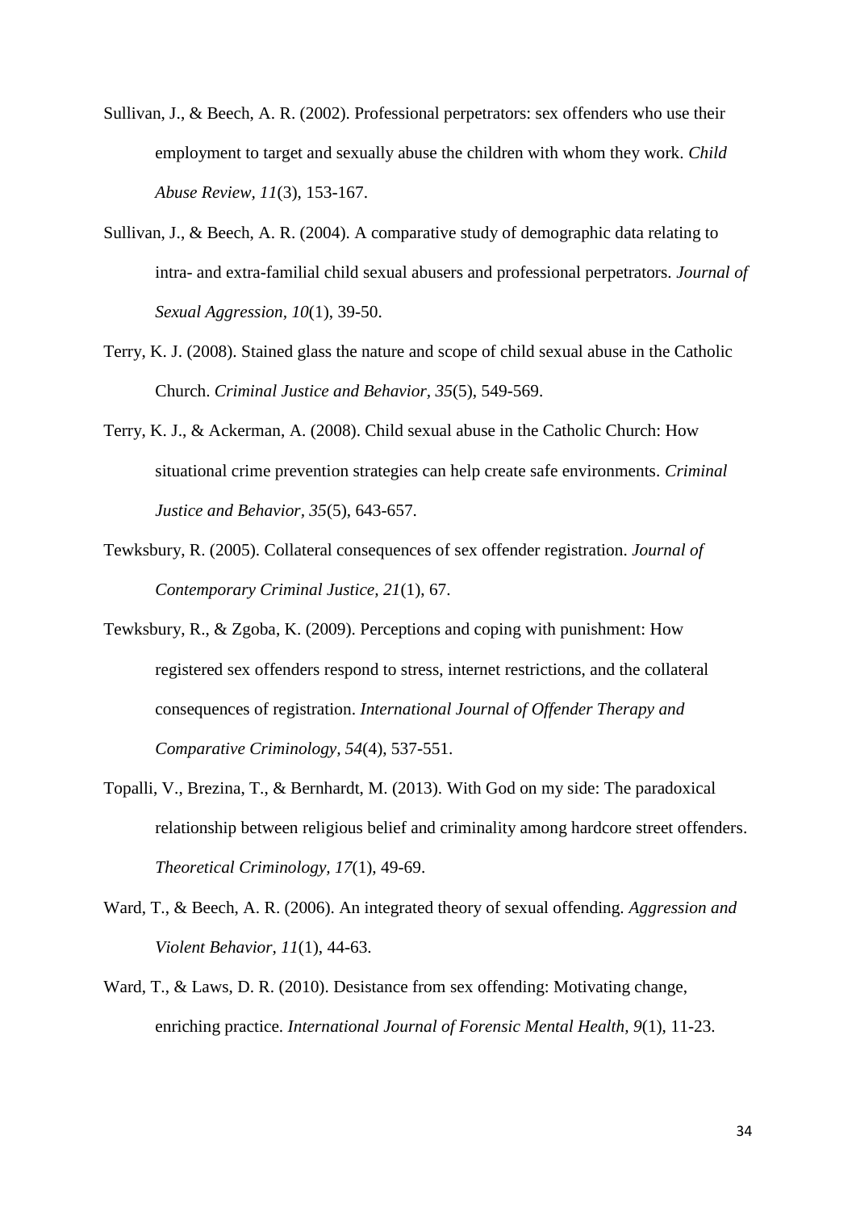Sullivan, J., & Beech, A. R. (2002). Professional perpetrators: sex offenders who use their employment to target and sexually abuse the children with whom they work. *Child Abuse Review, 11*(3), 153-167.

Sullivan, J., & Beech, A. R. (2004). A comparative study of demographic data relating to intra- and extra-familial child sexual abusers and professional perpetrators. *Journal of Sexual Aggression, 10*(1), 39-50.

Terry, K. J. (2008). Stained glass the nature and scope of child sexual abuse in the Catholic Church. *Criminal Justice and Behavior, 35*(5), 549-569.

Terry, K. J., & Ackerman, A. (2008). Child sexual abuse in the Catholic Church: How situational crime prevention strategies can help create safe environments. *Criminal Justice and Behavior, 35*(5), 643-657.

Tewksbury, R. (2005). Collateral consequences of sex offender registration. *Journal of Contemporary Criminal Justice, 21*(1), 67.

Tewksbury, R., & Zgoba, K. (2009). Perceptions and coping with punishment: How registered sex offenders respond to stress, internet restrictions, and the collateral consequences of registration. *International Journal of Offender Therapy and Comparative Criminology, 54*(4), 537-551.

Topalli, V., Brezina, T., & Bernhardt, M. (2013). With God on my side: The paradoxical relationship between religious belief and criminality among hardcore street offenders. *Theoretical Criminology, 17*(1), 49-69.

Ward, T., & Beech, A. R. (2006). An integrated theory of sexual offending. *Aggression and Violent Behavior, 11*(1), 44-63.

Ward, T., & Laws, D. R. (2010). Desistance from sex offending: Motivating change, enriching practice. *International Journal of Forensic Mental Health, 9*(1), 11-23.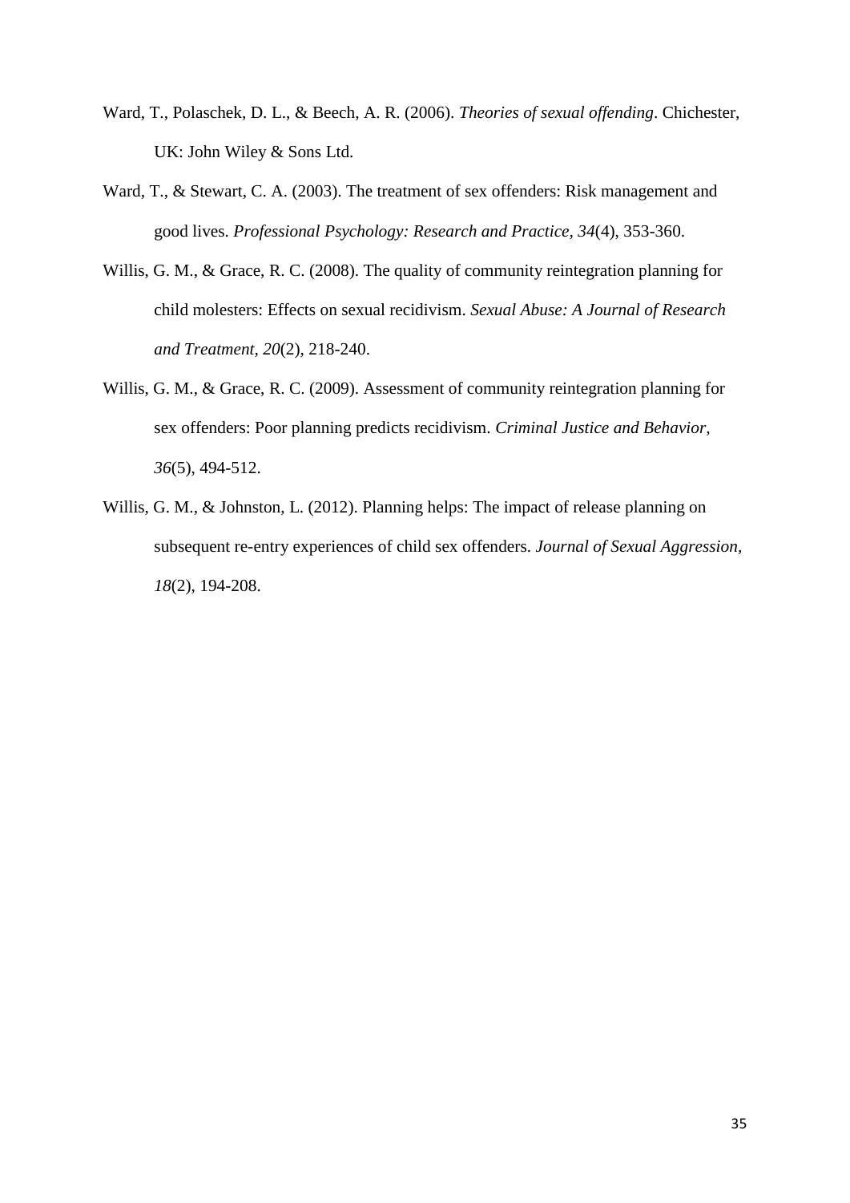Ward, T., Polaschek, D. L., & Beech, A. R. (2006). *Theories of sexual offending*. Chichester, UK: John Wiley & Sons Ltd.

Ward, T., & Stewart, C. A. (2003). The treatment of sex offenders: Risk management and good lives. *Professional Psychology: Research and Practice, 34*(4), 353-360.

Willis, G. M., & Grace, R. C. (2008). The quality of community reintegration planning for child molesters: Effects on sexual recidivism. *Sexual Abuse: A Journal of Research and Treatment, 20*(2), 218-240.

Willis, G. M., & Grace, R. C. (2009). Assessment of community reintegration planning for sex offenders: Poor planning predicts recidivism. *Criminal Justice and Behavior, 36*(5), 494-512.

Willis, G. M., & Johnston, L. (2012). Planning helps: The impact of release planning on subsequent re-entry experiences of child sex offenders. *Journal of Sexual Aggression*, *18*(2), 194-208.